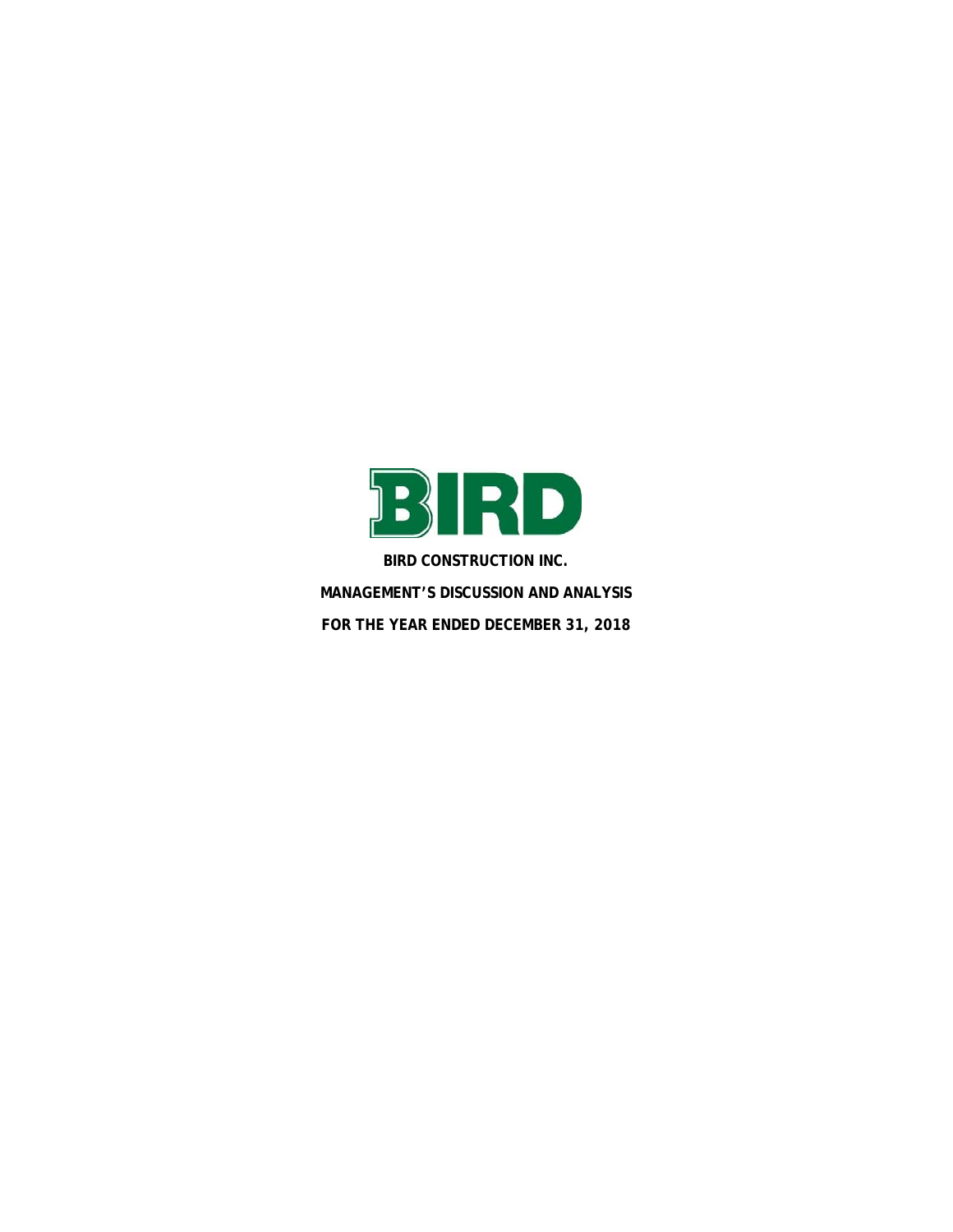BIRD

**BIRD CONSTRUCTION INC.**

**MANAGEMENT'S DISCUSSION AND ANALYSIS**

**FOR THE YEAR ENDED DECEMBER 31, 2018**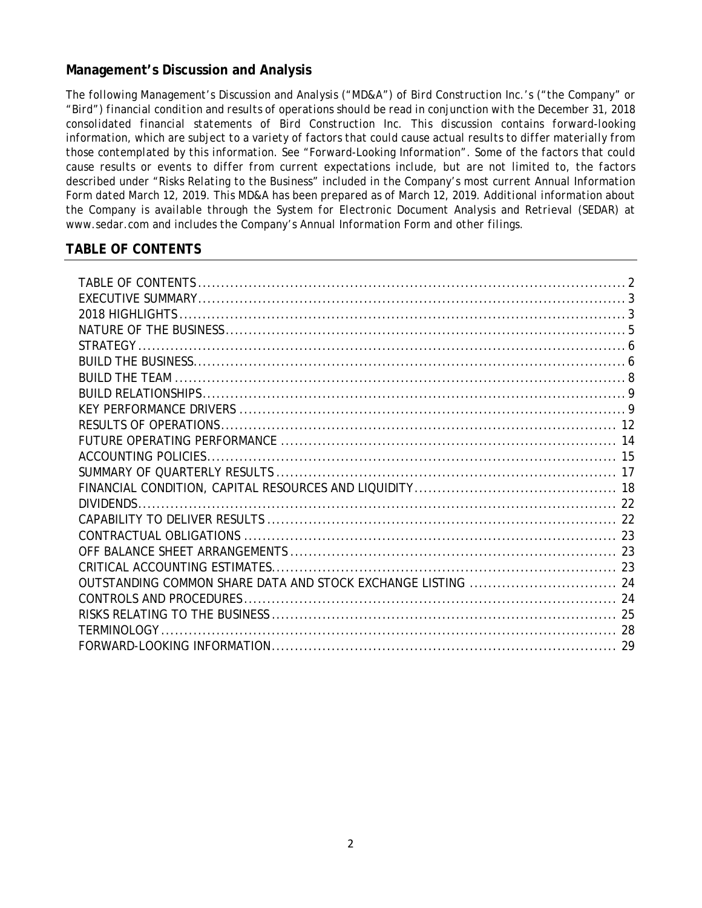## Management's Discussion and Analysis

*The following Management's Discussion and Analysis ("MD&A") of Bird Construction Inc.'s ("the Company" or "Bird") financial condition and results of operations should be read in conjunction with the December 31, 2018 consolidated financial statements of Bird Construction Inc. This discussion contains forward-looking information, which are subject to a variety of factors that could cause actual results to differ materially from those contemplated by this information. See "Forward-Looking Information". Some of the factors that could cause results or events to differ from current expectations include, but are not limited to, the factors described under "Risks Relating to the Business" included in the Company's most current Annual Information Form dated March 12, 2019. This MD&A has been prepared as of March 12, 2019. Additional information about the Company is available through the System for Electronic Document Analysis and Retrieval (SEDAR) at www.sedar.com and includes the Company's Annual Information Form and other filings.*

## TABLE OF CONTENTS

| Section | Page |
|---|---|
| TABLE OF CONTENTS | 2 |
| EXECUTIVE SUMMARY | 3 |
| 2018 HIGHLIGHTS | 3 |
| NATURE OF THE BUSINESS | 5 |
| STRATEGY | 6 |
| BUILD THE BUSINESS | 6 |
| BUILD THE TEAM | 8 |
| BUILD RELATIONSHIPS | 9 |
| KEY PERFORMANCE DRIVERS | 9 |
| RESULTS OF OPERATIONS | 12 |
| FUTURE OPERATING PERFORMANCE | 14 |
| ACCOUNTING POLICIES | 15 |
| SUMMARY OF QUARTERLY RESULTS | 17 |
| FINANCIAL CONDITION, CAPITAL RESOURCES AND LIQUIDITY | 18 |
| DIVIDENDS | 22 |
| CAPABILITY TO DELIVER RESULTS | 22 |
| CONTRACTUAL OBLIGATIONS | 23 |
| OFF BALANCE SHEET ARRANGEMENTS | 23 |
| CRITICAL ACCOUNTING ESTIMATES | 23 |
| OUTSTANDING COMMON SHARE DATA AND STOCK EXCHANGE LISTING | 24 |
| CONTROLS AND PROCEDURES | 24 |
| RISKS RELATING TO THE BUSINESS | 25 |
| TERMINOLOGY | 28 |
| FORWARD-LOOKING INFORMATION | 29 |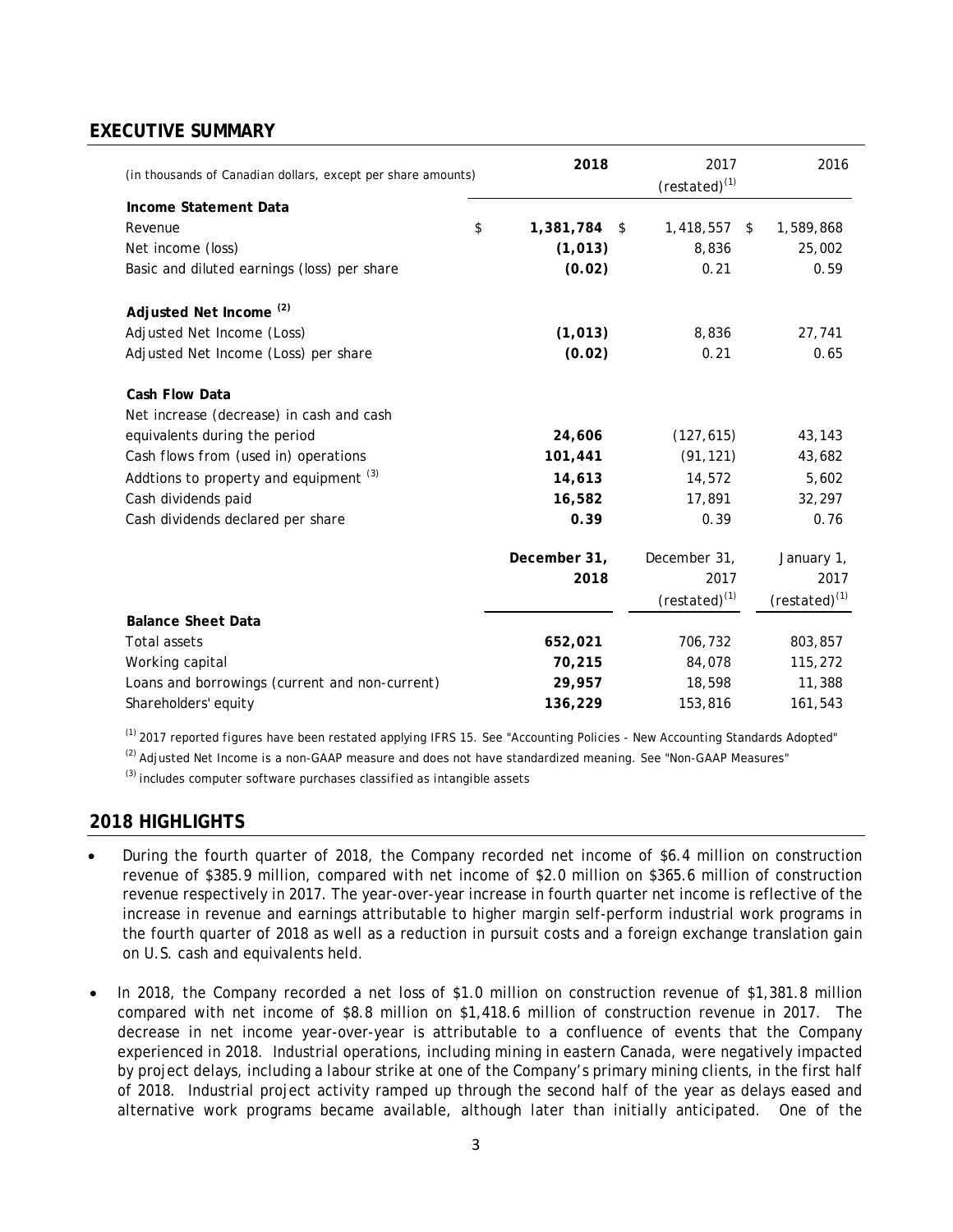## EXECUTIVE SUMMARY

| (in thousands of Canadian dollars, except per share amounts) | **2018** | 2017 (restated)[1] | 2016 |
|---|---|---|---|
| **Income Statement Data** | | | |
| Revenue | $ **1,381,784** | $ 1,418,557 | $ 1,589,868 |
| Net income (loss) | **(1,013)** | 8,836 | 25,002 |
| Basic and diluted earnings (loss) per share | **(0.02)** | 0.21 | 0.59 |
| **Adjusted Net Income [2]** | | | |
| Adjusted Net Income (Loss) | **(1,013)** | 8,836 | 27,741 |
| Adjusted Net Income (Loss) per share | **(0.02)** | 0.21 | 0.65 |
| **Cash Flow Data** | | | |
| Net increase (decrease) in cash and cash equivalents during the period | **24,606** | (127,615) | 43,143 |
| Cash flows from (used in) operations | **101,441** | (91,121) | 43,682 |
| Addtions to property and equipment [3] | **14,613** | 14,572 | 5,602 |
| Cash dividends paid | **16,582** | 17,891 | 32,297 |
| Cash dividends declared per share | **0.39** | 0.39 | 0.76 |

| | **December 31, 2018** | December 31, 2017 (restated)[1] | January 1, 2017 (restated)[1] |
|---|---|---|---|
| **Balance Sheet Data** | | | |
| Total assets | **652,021** | 706,732 | 803,857 |
| Working capital | **70,215** | 84,078 | 115,272 |
| Loans and borrowings (current and non-current) | **29,957** | 18,598 | 11,388 |
| Shareholders' equity | **136,229** | 153,816 | 161,543 |

[1] 2017 reported figures have been restated applying IFRS 15. See "Accounting Policies - New Accounting Standards Adopted"

[2] Adjusted Net Income is a non-GAAP measure and does not have standardized meaning. See "Non-GAAP Measures"

[3] includes computer software purchases classified as intangible assets

## 2018 HIGHLIGHTS

- During the fourth quarter of 2018, the Company recorded net income of $6.4 million on construction revenue of $385.9 million, compared with net income of $2.0 million on $365.6 million of construction revenue respectively in 2017. The year-over-year increase in fourth quarter net income is reflective of the increase in revenue and earnings attributable to higher margin self-perform industrial work programs in the fourth quarter of 2018 as well as a reduction in pursuit costs and a foreign exchange translation gain on U.S. cash and equivalents held.
- In 2018, the Company recorded a net loss of $1.0 million on construction revenue of $1,381.8 million compared with net income of $8.8 million on $1,418.6 million of construction revenue in 2017. The decrease in net income year-over-year is attributable to a confluence of events that the Company experienced in 2018. Industrial operations, including mining in eastern Canada, were negatively impacted by project delays, including a labour strike at one of the Company's primary mining clients, in the first half of 2018. Industrial project activity ramped up through the second half of the year as delays eased and alternative work programs became available, although later than initially anticipated. One of the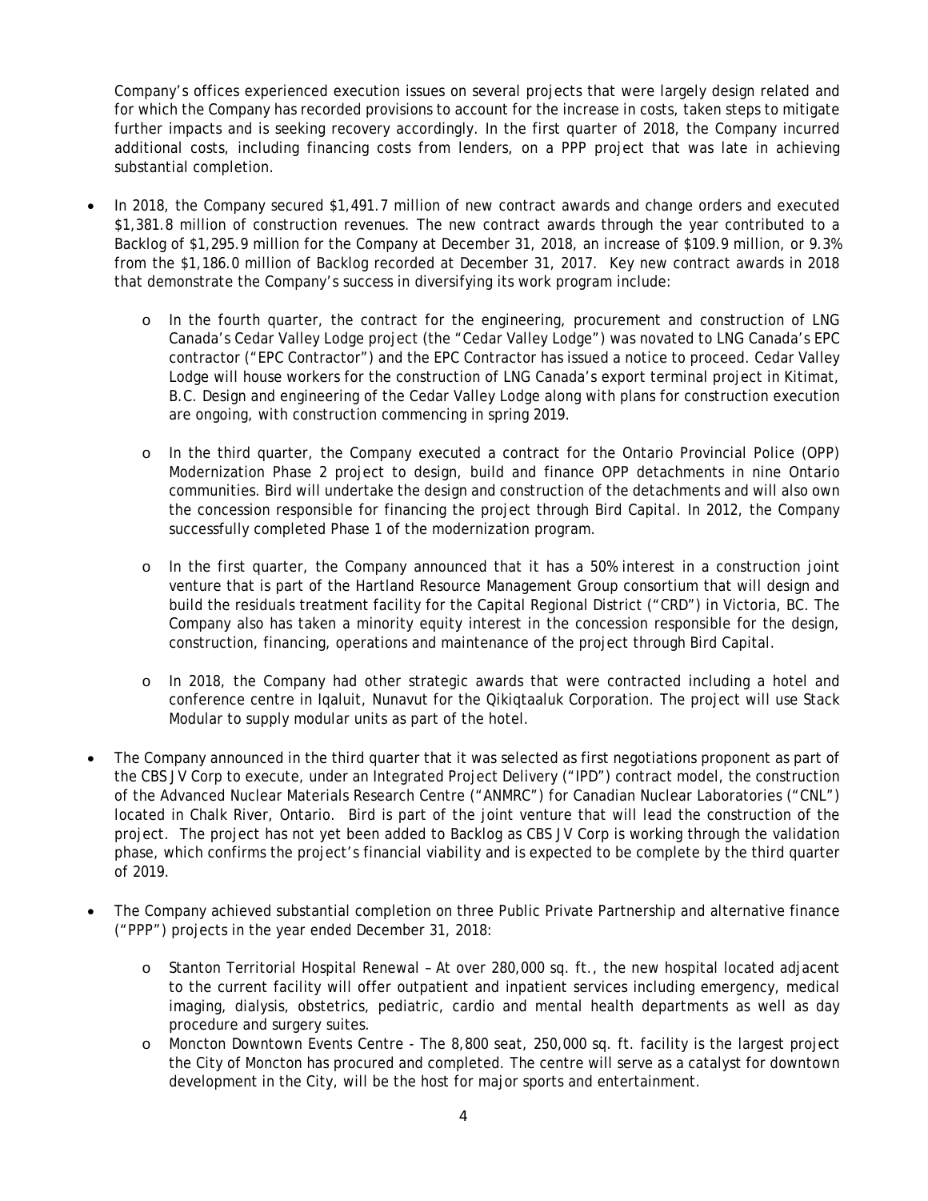Company's offices experienced execution issues on several projects that were largely design related and for which the Company has recorded provisions to account for the increase in costs, taken steps to mitigate further impacts and is seeking recovery accordingly. In the first quarter of 2018, the Company incurred additional costs, including financing costs from lenders, on a PPP project that was late in achieving substantial completion.

- In 2018, the Company secured $1,491.7 million of new contract awards and change orders and executed $1,381.8 million of construction revenues. The new contract awards through the year contributed to a Backlog of $1,295.9 million for the Company at December 31, 2018, an increase of $109.9 million, or 9.3% from the $1,186.0 million of Backlog recorded at December 31, 2017. Key new contract awards in 2018 that demonstrate the Company's success in diversifying its work program include:
    - In the fourth quarter, the contract for the engineering, procurement and construction of LNG Canada's Cedar Valley Lodge project (the "Cedar Valley Lodge") was novated to LNG Canada's EPC contractor ("EPC Contractor") and the EPC Contractor has issued a notice to proceed. Cedar Valley Lodge will house workers for the construction of LNG Canada's export terminal project in Kitimat, B.C. Design and engineering of the Cedar Valley Lodge along with plans for construction execution are ongoing, with construction commencing in spring 2019.
    - In the third quarter, the Company executed a contract for the Ontario Provincial Police (OPP) Modernization Phase 2 project to design, build and finance OPP detachments in nine Ontario communities. Bird will undertake the design and construction of the detachments and will also own the concession responsible for financing the project through Bird Capital. In 2012, the Company successfully completed Phase 1 of the modernization program.
    - In the first quarter, the Company announced that it has a 50% interest in a construction joint venture that is part of the Hartland Resource Management Group consortium that will design and build the residuals treatment facility for the Capital Regional District ("CRD") in Victoria, BC. The Company also has taken a minority equity interest in the concession responsible for the design, construction, financing, operations and maintenance of the project through Bird Capital.
    - In 2018, the Company had other strategic awards that were contracted including a hotel and conference centre in Iqaluit, Nunavut for the Qikiqtaaluk Corporation. The project will use Stack Modular to supply modular units as part of the hotel.
- The Company announced in the third quarter that it was selected as first negotiations proponent as part of the CBS JV Corp to execute, under an Integrated Project Delivery ("IPD") contract model, the construction of the Advanced Nuclear Materials Research Centre ("ANMRC") for Canadian Nuclear Laboratories ("CNL") located in Chalk River, Ontario. Bird is part of the joint venture that will lead the construction of the project. The project has not yet been added to Backlog as CBS JV Corp is working through the validation phase, which confirms the project's financial viability and is expected to be complete by the third quarter of 2019.
- The Company achieved substantial completion on three Public Private Partnership and alternative finance ("PPP") projects in the year ended December 31, 2018:
    - Stanton Territorial Hospital Renewal – At over 280,000 sq. ft., the new hospital located adjacent to the current facility will offer outpatient and inpatient services including emergency, medical imaging, dialysis, obstetrics, pediatric, cardio and mental health departments as well as day procedure and surgery suites.
    - Moncton Downtown Events Centre - The 8,800 seat, 250,000 sq. ft. facility is the largest project the City of Moncton has procured and completed. The centre will serve as a catalyst for downtown development in the City, will be the host for major sports and entertainment.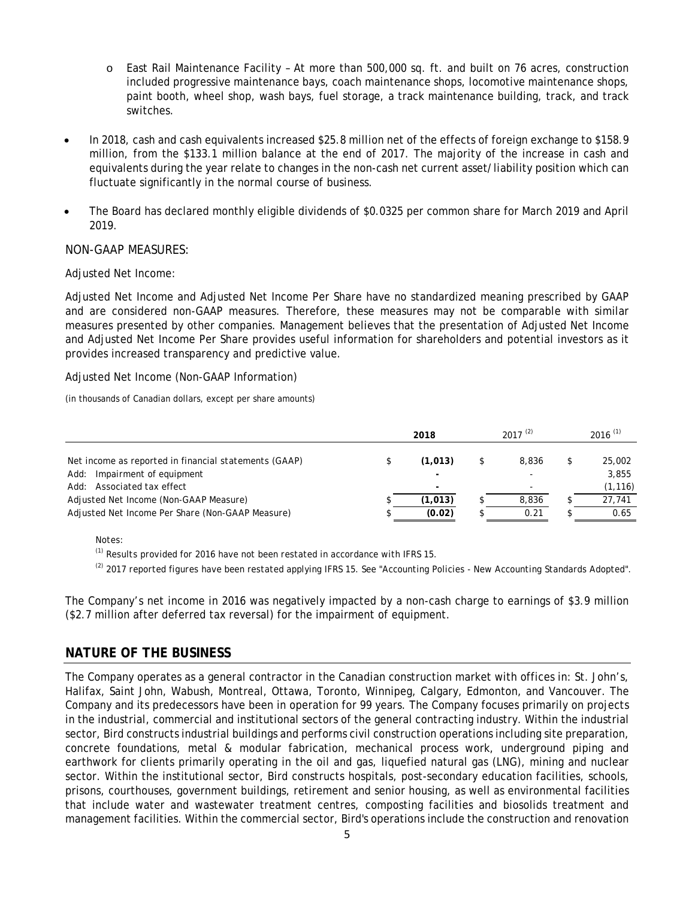- East Rail Maintenance Facility – At more than 500,000 sq. ft. and built on 76 acres, construction included progressive maintenance bays, coach maintenance shops, locomotive maintenance shops, paint booth, wheel shop, wash bays, fuel storage, a track maintenance building, track, and track switches.

- In 2018, cash and cash equivalents increased $25.8 million net of the effects of foreign exchange to $158.9 million, from the $133.1 million balance at the end of 2017. The majority of the increase in cash and equivalents during the year relate to changes in the non-cash net current asset/liability position which can fluctuate significantly in the normal course of business.

- The Board has declared monthly eligible dividends of $0.0325 per common share for March 2019 and April 2019.

NON-GAAP MEASURES:

Adjusted Net Income:

Adjusted Net Income and Adjusted Net Income Per Share have no standardized meaning prescribed by GAAP and are considered non-GAAP measures. Therefore, these measures may not be comparable with similar measures presented by other companies. Management believes that the presentation of Adjusted Net Income and Adjusted Net Income Per Share provides useful information for shareholders and potential investors as it provides increased transparency and predictive value.

Adjusted Net Income (Non-GAAP Information)

*(in thousands of Canadian dollars, except per share amounts)*

| | **2018** | 2017 [2] | 2016 [1] |
|---|---|---|---|
| Net income as reported in financial statements (GAAP) | $ **(1,013)** | $ 8,836 | $ 25,002 |
| Add: Impairment of equipment | **-** | - | 3,855 |
| Add: Associated tax effect | **-** | - | (1,116) |
| Adjusted Net Income (Non-GAAP Measure) | $ **(1,013)** | $ 8,836 | $ 27,741 |
| Adjusted Net Income Per Share (Non-GAAP Measure) | $ **(0.02)** | $ 0.21 | $ 0.65 |

Notes:

[1] Results provided for 2016 have not been restated in accordance with IFRS 15.

[2] 2017 reported figures have been restated applying IFRS 15. See "Accounting Policies - New Accounting Standards Adopted".

The Company's net income in 2016 was negatively impacted by a non-cash charge to earnings of $3.9 million ($2.7 million after deferred tax reversal) for the impairment of equipment.

## NATURE OF THE BUSINESS

The Company operates as a general contractor in the Canadian construction market with offices in: St. John's, Halifax, Saint John, Wabush, Montreal, Ottawa, Toronto, Winnipeg, Calgary, Edmonton, and Vancouver. The Company and its predecessors have been in operation for 99 years. The Company focuses primarily on projects in the industrial, commercial and institutional sectors of the general contracting industry. Within the industrial sector, Bird constructs industrial buildings and performs civil construction operations including site preparation, concrete foundations, metal & modular fabrication, mechanical process work, underground piping and earthwork for clients primarily operating in the oil and gas, liquefied natural gas (LNG), mining and nuclear sector. Within the institutional sector, Bird constructs hospitals, post-secondary education facilities, schools, prisons, courthouses, government buildings, retirement and senior housing, as well as environmental facilities that include water and wastewater treatment centres, composting facilities and biosolids treatment and management facilities. Within the commercial sector, Bird's operations include the construction and renovation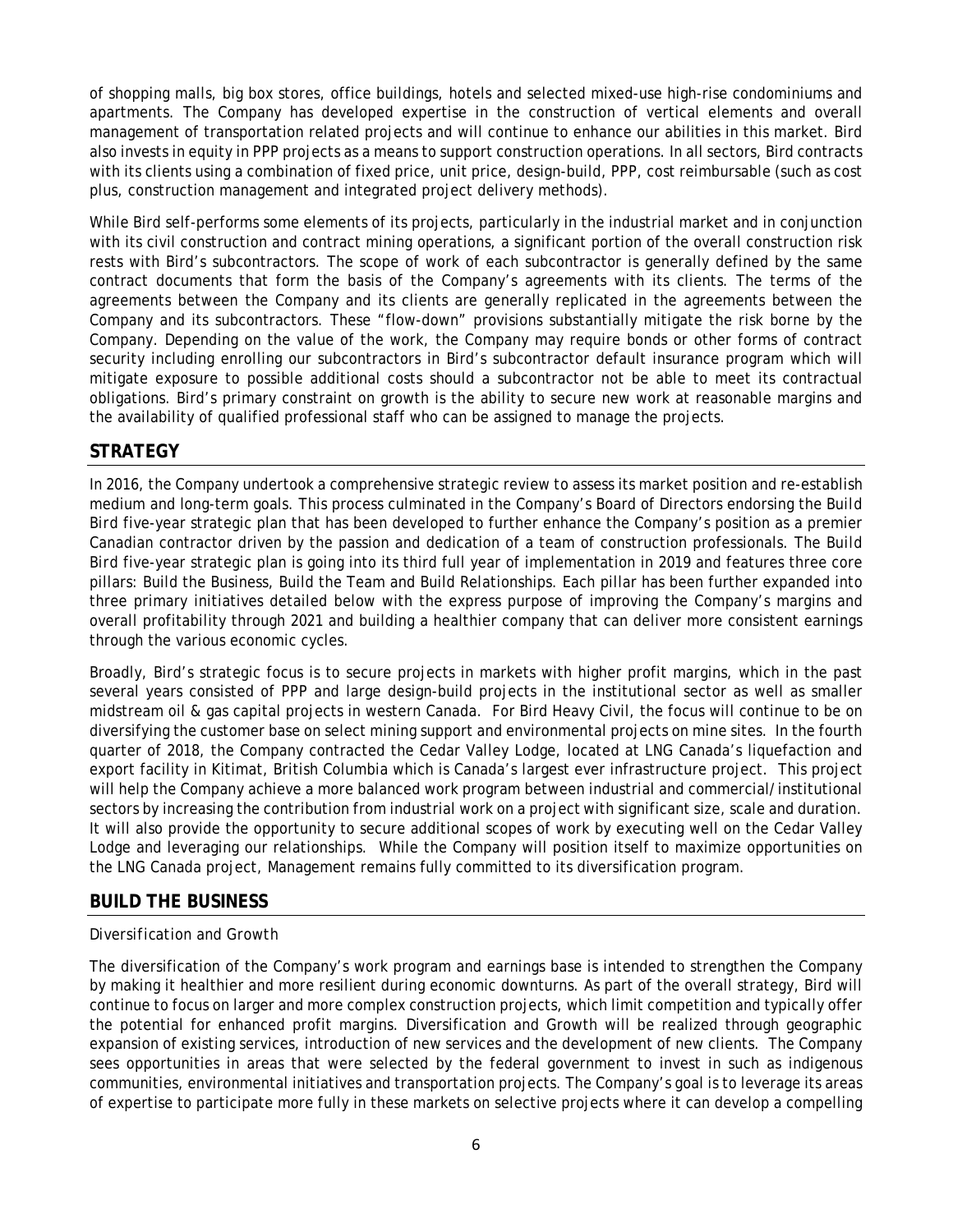of shopping malls, big box stores, office buildings, hotels and selected mixed-use high-rise condominiums and apartments. The Company has developed expertise in the construction of vertical elements and overall management of transportation related projects and will continue to enhance our abilities in this market. Bird also invests in equity in PPP projects as a means to support construction operations. In all sectors, Bird contracts with its clients using a combination of fixed price, unit price, design-build, PPP, cost reimbursable (such as cost plus, construction management and integrated project delivery methods).

While Bird self-performs some elements of its projects, particularly in the industrial market and in conjunction with its civil construction and contract mining operations, a significant portion of the overall construction risk rests with Bird's subcontractors. The scope of work of each subcontractor is generally defined by the same contract documents that form the basis of the Company's agreements with its clients. The terms of the agreements between the Company and its clients are generally replicated in the agreements between the Company and its subcontractors. These "flow-down" provisions substantially mitigate the risk borne by the Company. Depending on the value of the work, the Company may require bonds or other forms of contract security including enrolling our subcontractors in Bird's subcontractor default insurance program which will mitigate exposure to possible additional costs should a subcontractor not be able to meet its contractual obligations. Bird's primary constraint on growth is the ability to secure new work at reasonable margins and the availability of qualified professional staff who can be assigned to manage the projects.

## STRATEGY

In 2016, the Company undertook a comprehensive strategic review to assess its market position and re-establish medium and long-term goals. This process culminated in the Company's Board of Directors endorsing the *Build Bird* five-year strategic plan that has been developed to further enhance the Company's position as a premier Canadian contractor driven by the passion and dedication of a team of construction professionals. The *Build Bird* five-year strategic plan is going into its third full year of implementation in 2019 and features three core pillars: Build the Business, Build the Team and Build Relationships. Each pillar has been further expanded into three primary initiatives detailed below with the express purpose of improving the Company's margins and overall profitability through 2021 and building a healthier company that can deliver more consistent earnings through the various economic cycles.

Broadly, Bird's strategic focus is to secure projects in markets with higher profit margins, which in the past several years consisted of PPP and large design-build projects in the institutional sector as well as smaller midstream oil & gas capital projects in western Canada. For Bird Heavy Civil, the focus will continue to be on diversifying the customer base on select mining support and environmental projects on mine sites. In the fourth quarter of 2018, the Company contracted the Cedar Valley Lodge, located at LNG Canada's liquefaction and export facility in Kitimat, British Columbia which is Canada's largest ever infrastructure project. This project will help the Company achieve a more balanced work program between industrial and commercial/institutional sectors by increasing the contribution from industrial work on a project with significant size, scale and duration. It will also provide the opportunity to secure additional scopes of work by executing well on the Cedar Valley Lodge and leveraging our relationships. While the Company will position itself to maximize opportunities on the LNG Canada project, Management remains fully committed to its diversification program.

## BUILD THE BUSINESS

*Diversification and Growth*

The diversification of the Company's work program and earnings base is intended to strengthen the Company by making it healthier and more resilient during economic downturns. As part of the overall strategy, Bird will continue to focus on larger and more complex construction projects, which limit competition and typically offer the potential for enhanced profit margins. Diversification and Growth will be realized through geographic expansion of existing services, introduction of new services and the development of new clients. The Company sees opportunities in areas that were selected by the federal government to invest in such as indigenous communities, environmental initiatives and transportation projects. The Company's goal is to leverage its areas of expertise to participate more fully in these markets on selective projects where it can develop a compelling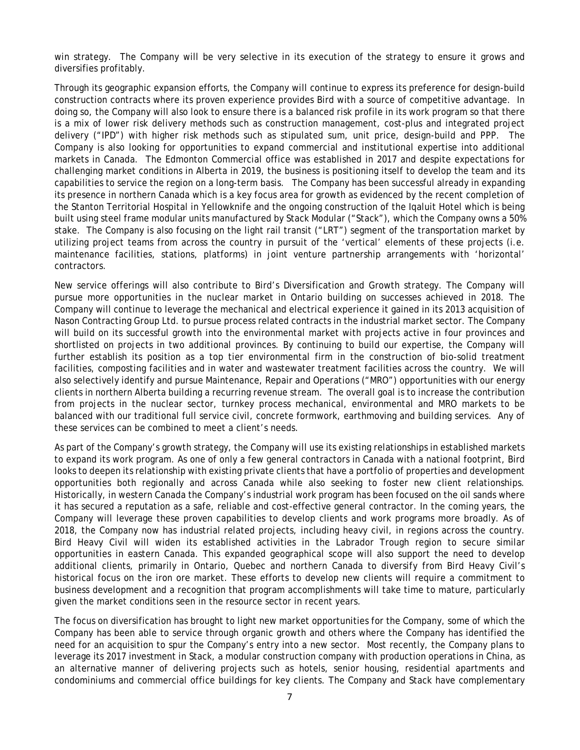win strategy. The Company will be very selective in its execution of the strategy to ensure it grows and diversifies profitably.

Through its geographic expansion efforts, the Company will continue to express its preference for design-build construction contracts where its proven experience provides Bird with a source of competitive advantage. In doing so, the Company will also look to ensure there is a balanced risk profile in its work program so that there is a mix of lower risk delivery methods such as construction management, cost-plus and integrated project delivery ("IPD") with higher risk methods such as stipulated sum, unit price, design-build and PPP. The Company is also looking for opportunities to expand commercial and institutional expertise into additional markets in Canada. The Edmonton Commercial office was established in 2017 and despite expectations for challenging market conditions in Alberta in 2019, the business is positioning itself to develop the team and its capabilities to service the region on a long-term basis. The Company has been successful already in expanding its presence in northern Canada which is a key focus area for growth as evidenced by the recent completion of the Stanton Territorial Hospital in Yellowknife and the ongoing construction of the Iqaluit Hotel which is being built using steel frame modular units manufactured by Stack Modular ("Stack"), which the Company owns a 50% stake. The Company is also focusing on the light rail transit ("LRT") segment of the transportation market by utilizing project teams from across the country in pursuit of the 'vertical' elements of these projects (i.e. maintenance facilities, stations, platforms) in joint venture partnership arrangements with 'horizontal' contractors.

New service offerings will also contribute to Bird's Diversification and Growth strategy. The Company will pursue more opportunities in the nuclear market in Ontario building on successes achieved in 2018. The Company will continue to leverage the mechanical and electrical experience it gained in its 2013 acquisition of Nason Contracting Group Ltd. to pursue process related contracts in the industrial market sector. The Company will build on its successful growth into the environmental market with projects active in four provinces and shortlisted on projects in two additional provinces. By continuing to build our expertise, the Company will further establish its position as a top tier environmental firm in the construction of bio-solid treatment facilities, composting facilities and in water and wastewater treatment facilities across the country. We will also selectively identify and pursue Maintenance, Repair and Operations ("MRO") opportunities with our energy clients in northern Alberta building a recurring revenue stream. The overall goal is to increase the contribution from projects in the nuclear sector, turnkey process mechanical, environmental and MRO markets to be balanced with our traditional full service civil, concrete formwork, earthmoving and building services. Any of these services can be combined to meet a client's needs.

As part of the Company's growth strategy, the Company will use its existing relationships in established markets to expand its work program. As one of only a few general contractors in Canada with a national footprint, Bird looks to deepen its relationship with existing private clients that have a portfolio of properties and development opportunities both regionally and across Canada while also seeking to foster new client relationships. Historically, in western Canada the Company's industrial work program has been focused on the oil sands where it has secured a reputation as a safe, reliable and cost-effective general contractor. In the coming years, the Company will leverage these proven capabilities to develop clients and work programs more broadly. As of 2018, the Company now has industrial related projects, including heavy civil, in regions across the country. Bird Heavy Civil will widen its established activities in the Labrador Trough region to secure similar opportunities in eastern Canada. This expanded geographical scope will also support the need to develop additional clients, primarily in Ontario, Quebec and northern Canada to diversify from Bird Heavy Civil's historical focus on the iron ore market. These efforts to develop new clients will require a commitment to business development and a recognition that program accomplishments will take time to mature, particularly given the market conditions seen in the resource sector in recent years.

The focus on diversification has brought to light new market opportunities for the Company, some of which the Company has been able to service through organic growth and others where the Company has identified the need for an acquisition to spur the Company's entry into a new sector. Most recently, the Company plans to leverage its 2017 investment in Stack, a modular construction company with production operations in China, as an alternative manner of delivering projects such as hotels, senior housing, residential apartments and condominiums and commercial office buildings for key clients. The Company and Stack have complementary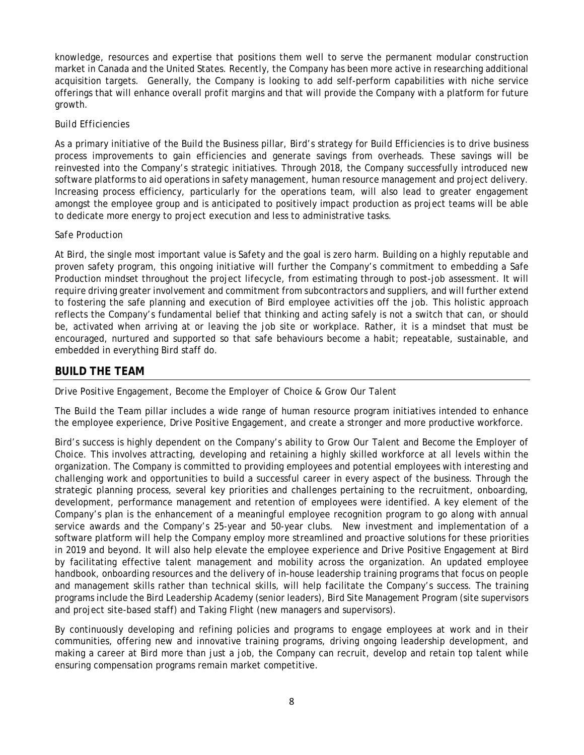knowledge, resources and expertise that positions them well to serve the permanent modular construction market in Canada and the United States. Recently, the Company has been more active in researching additional acquisition targets. Generally, the Company is looking to add self-perform capabilities with niche service offerings that will enhance overall profit margins and that will provide the Company with a platform for future growth.

*Build Efficiencies*

As a primary initiative of the Build the Business pillar, Bird's strategy for Build Efficiencies is to drive business process improvements to gain efficiencies and generate savings from overheads. These savings will be reinvested into the Company's strategic initiatives. Through 2018, the Company successfully introduced new software platforms to aid operations in safety management, human resource management and project delivery. Increasing process efficiency, particularly for the operations team, will also lead to greater engagement amongst the employee group and is anticipated to positively impact production as project teams will be able to dedicate more energy to project execution and less to administrative tasks.

*Safe Production*

At Bird, the single most important value is Safety and the goal is zero harm. Building on a highly reputable and proven safety program, this ongoing initiative will further the Company's commitment to embedding a Safe Production mindset throughout the project lifecycle, from estimating through to post-job assessment. It will require driving greater involvement and commitment from subcontractors and suppliers, and will further extend to fostering the safe planning and execution of Bird employee activities off the job. This holistic approach reflects the Company's fundamental belief that thinking and acting safely is not a switch that can, or should be, activated when arriving at or leaving the job site or workplace. Rather, it is a mindset that must be encouraged, nurtured and supported so that safe behaviours become a habit; repeatable, sustainable, and embedded in everything Bird staff do.

## BUILD THE TEAM

*Drive Positive Engagement, Become the Employer of Choice & Grow Our Talent*

The *Build the Team* pillar includes a wide range of human resource program initiatives intended to enhance the employee experience, *Drive Positive Engagement*, and create a stronger and more productive workforce.

Bird's success is highly dependent on the Company's ability to *Grow Our Talent* and *Become the Employer of Choice*. This involves attracting, developing and retaining a highly skilled workforce at all levels within the organization. The Company is committed to providing employees and potential employees with interesting and challenging work and opportunities to build a successful career in every aspect of the business. Through the strategic planning process, several key priorities and challenges pertaining to the recruitment, onboarding, development, performance management and retention of employees were identified. A key element of the Company's plan is the enhancement of a meaningful employee recognition program to go along with annual service awards and the Company's 25-year and 50-year clubs. New investment and implementation of a software platform will help the Company employ more streamlined and proactive solutions for these priorities in 2019 and beyond. It will also help elevate the employee experience and *Drive Positive Engagement* at Bird by facilitating effective talent management and mobility across the organization. An updated employee handbook, onboarding resources and the delivery of in-house leadership training programs that focus on people and management skills rather than technical skills, will help facilitate the Company's success. The training programs include the Bird Leadership Academy (senior leaders), Bird Site Management Program (site supervisors and project site-based staff) and Taking Flight (new managers and supervisors).

By continuously developing and refining policies and programs to engage employees at work and in their communities, offering new and innovative training programs, driving ongoing leadership development, and making a career at Bird more than just a job, the Company can recruit, develop and retain top talent while ensuring compensation programs remain market competitive.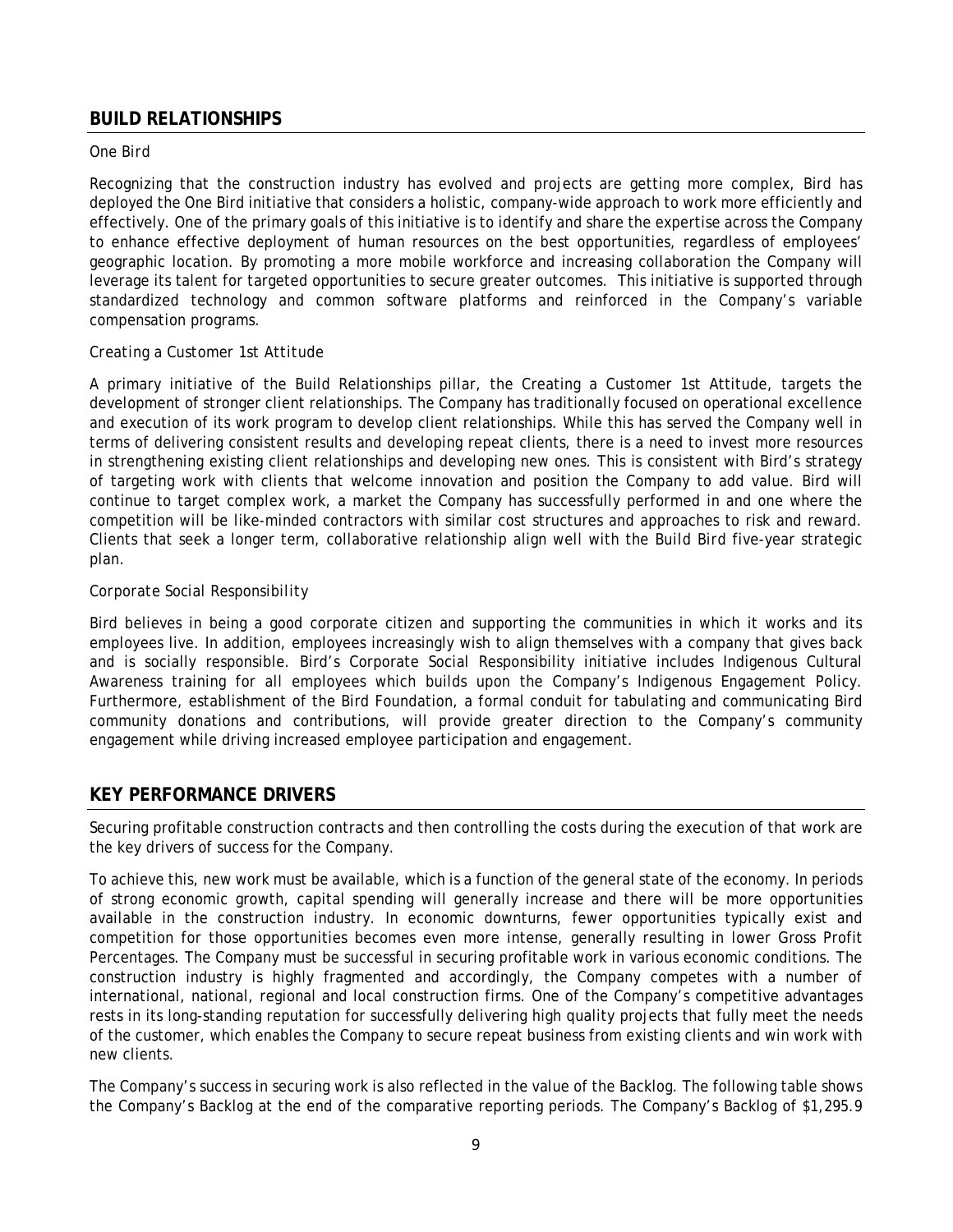## BUILD RELATIONSHIPS

*One Bird*

Recognizing that the construction industry has evolved and projects are getting more complex, Bird has deployed the One Bird initiative that considers a holistic, company-wide approach to work more efficiently and effectively. One of the primary goals of this initiative is to identify and share the expertise across the Company to enhance effective deployment of human resources on the best opportunities, regardless of employees' geographic location. By promoting a more mobile workforce and increasing collaboration the Company will leverage its talent for targeted opportunities to secure greater outcomes. This initiative is supported through standardized technology and common software platforms and reinforced in the Company's variable compensation programs.

*Creating a Customer 1st Attitude*

A primary initiative of the Build Relationships pillar, the Creating a Customer 1st Attitude, targets the development of stronger client relationships. The Company has traditionally focused on operational excellence and execution of its work program to develop client relationships. While this has served the Company well in terms of delivering consistent results and developing repeat clients, there is a need to invest more resources in strengthening existing client relationships and developing new ones. This is consistent with Bird's strategy of targeting work with clients that welcome innovation and position the Company to add value. Bird will continue to target complex work, a market the Company has successfully performed in and one where the competition will be like-minded contractors with similar cost structures and approaches to risk and reward. Clients that seek a longer term, collaborative relationship align well with the Build Bird five-year strategic plan.

*Corporate Social Responsibility*

Bird believes in being a good corporate citizen and supporting the communities in which it works and its employees live. In addition, employees increasingly wish to align themselves with a company that gives back and is socially responsible. Bird's Corporate Social Responsibility initiative includes Indigenous Cultural Awareness training for all employees which builds upon the Company's Indigenous Engagement Policy. Furthermore, establishment of the Bird Foundation, a formal conduit for tabulating and communicating Bird community donations and contributions, will provide greater direction to the Company's community engagement while driving increased employee participation and engagement.

## KEY PERFORMANCE DRIVERS

Securing profitable construction contracts and then controlling the costs during the execution of that work are the key drivers of success for the Company.

To achieve this, new work must be available, which is a function of the general state of the economy. In periods of strong economic growth, capital spending will generally increase and there will be more opportunities available in the construction industry. In economic downturns, fewer opportunities typically exist and competition for those opportunities becomes even more intense, generally resulting in lower Gross Profit Percentages. The Company must be successful in securing profitable work in various economic conditions. The construction industry is highly fragmented and accordingly, the Company competes with a number of international, national, regional and local construction firms. One of the Company's competitive advantages rests in its long-standing reputation for successfully delivering high quality projects that fully meet the needs of the customer, which enables the Company to secure repeat business from existing clients and win work with new clients.

The Company's success in securing work is also reflected in the value of the Backlog. The following table shows the Company's Backlog at the end of the comparative reporting periods. The Company's Backlog of $1,295.9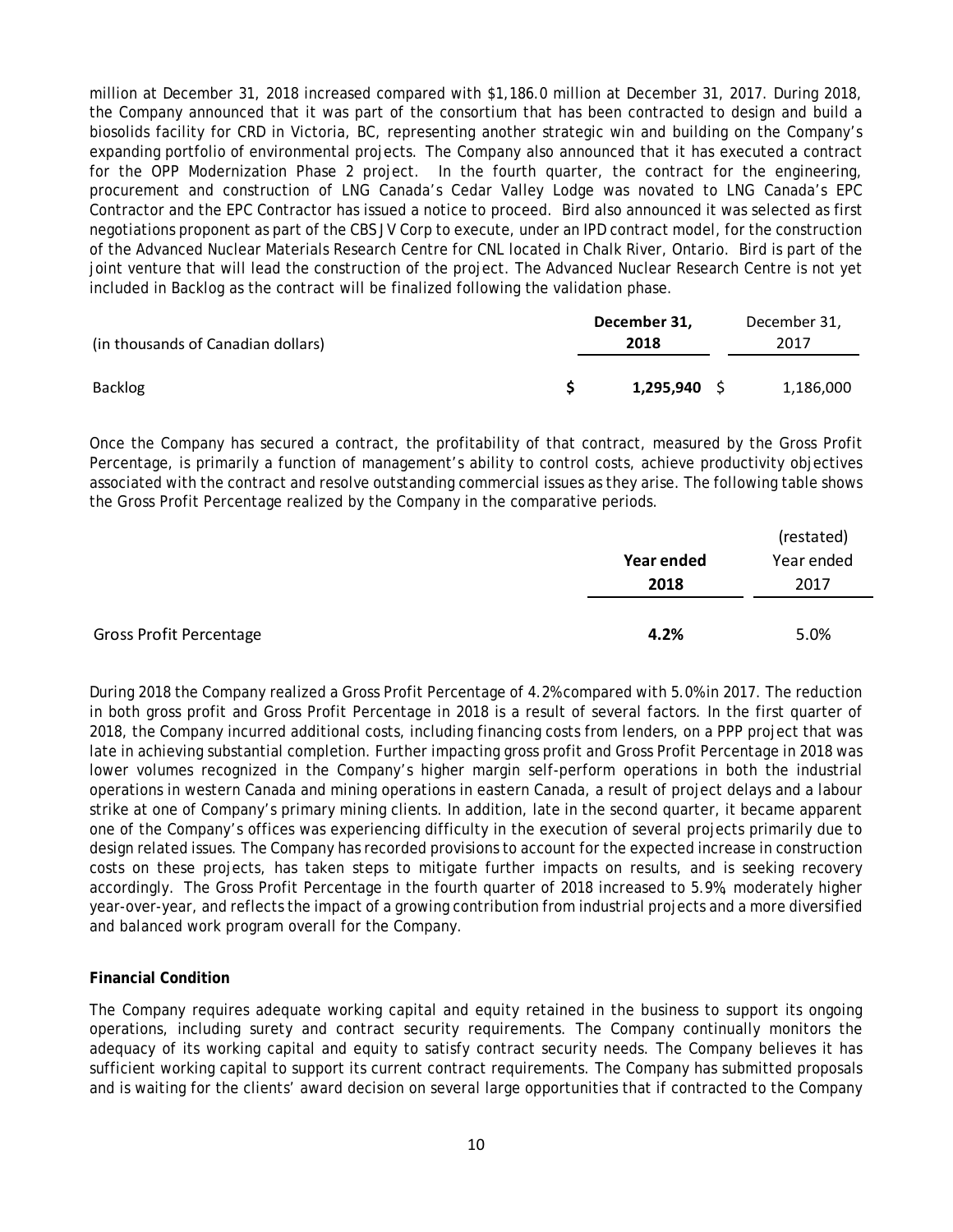million at December 31, 2018 increased compared with $1,186.0 million at December 31, 2017. During 2018, the Company announced that it was part of the consortium that has been contracted to design and build a biosolids facility for CRD in Victoria, BC, representing another strategic win and building on the Company's expanding portfolio of environmental projects. The Company also announced that it has executed a contract for the OPP Modernization Phase 2 project. In the fourth quarter, the contract for the engineering, procurement and construction of LNG Canada's Cedar Valley Lodge was novated to LNG Canada's EPC Contractor and the EPC Contractor has issued a notice to proceed. Bird also announced it was selected as first negotiations proponent as part of the CBS JV Corp to execute, under an IPD contract model, for the construction of the Advanced Nuclear Materials Research Centre for CNL located in Chalk River, Ontario. Bird is part of the joint venture that will lead the construction of the project. The Advanced Nuclear Research Centre is not yet included in Backlog as the contract will be finalized following the validation phase.

| (in thousands of Canadian dollars) | **December 31, 2018** | December 31, 2017 |
|---|---|---|
| Backlog | **$ 1,295,940** | $ 1,186,000 |

Once the Company has secured a contract, the profitability of that contract, measured by the Gross Profit Percentage, is primarily a function of management's ability to control costs, achieve productivity objectives associated with the contract and resolve outstanding commercial issues as they arise. The following table shows the Gross Profit Percentage realized by the Company in the comparative periods.

| | **Year ended 2018** | (restated) Year ended 2017 |
|---|---|---|
| Gross Profit Percentage | **4.2%** | 5.0% |

During 2018 the Company realized a Gross Profit Percentage of 4.2% compared with 5.0% in 2017. The reduction in both gross profit and Gross Profit Percentage in 2018 is a result of several factors. In the first quarter of 2018, the Company incurred additional costs, including financing costs from lenders, on a PPP project that was late in achieving substantial completion. Further impacting gross profit and Gross Profit Percentage in 2018 was lower volumes recognized in the Company's higher margin self-perform operations in both the industrial operations in western Canada and mining operations in eastern Canada, a result of project delays and a labour strike at one of Company's primary mining clients. In addition, late in the second quarter, it became apparent one of the Company's offices was experiencing difficulty in the execution of several projects primarily due to design related issues. The Company has recorded provisions to account for the expected increase in construction costs on these projects, has taken steps to mitigate further impacts on results, and is seeking recovery accordingly. The Gross Profit Percentage in the fourth quarter of 2018 increased to 5.9%, moderately higher year-over-year, and reflects the impact of a growing contribution from industrial projects and a more diversified and balanced work program overall for the Company.

**Financial Condition**

The Company requires adequate working capital and equity retained in the business to support its ongoing operations, including surety and contract security requirements. The Company continually monitors the adequacy of its working capital and equity to satisfy contract security needs. The Company believes it has sufficient working capital to support its current contract requirements. The Company has submitted proposals and is waiting for the clients' award decision on several large opportunities that if contracted to the Company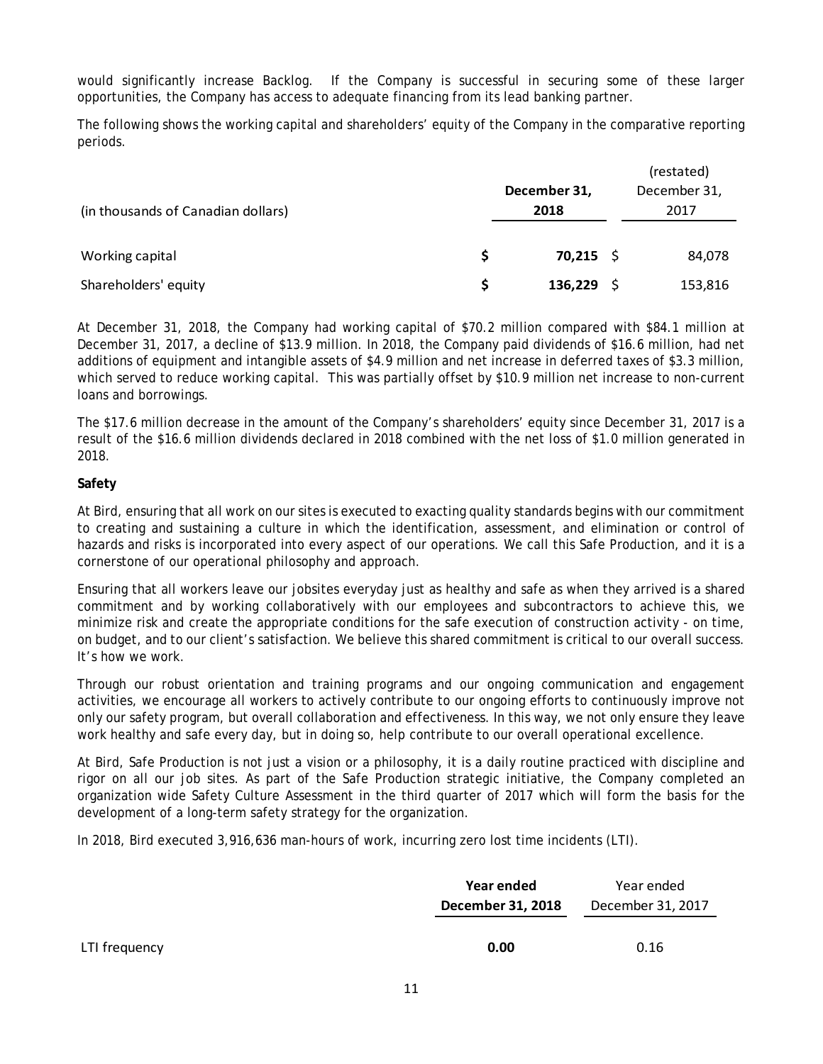would significantly increase Backlog. If the Company is successful in securing some of these larger opportunities, the Company has access to adequate financing from its lead banking partner.

The following shows the working capital and shareholders' equity of the Company in the comparative reporting periods.

| (in thousands of Canadian dollars) | December 31, 2018 | (restated) December 31, 2017 |
|---|---|---|
| Working capital | **$ 70,215** | $ 84,078 |
| Shareholders' equity | **$ 136,229** | $ 153,816 |

At December 31, 2018, the Company had working capital of $70.2 million compared with $84.1 million at December 31, 2017, a decline of $13.9 million. In 2018, the Company paid dividends of $16.6 million, had net additions of equipment and intangible assets of $4.9 million and net increase in deferred taxes of $3.3 million, which served to reduce working capital. This was partially offset by $10.9 million net increase to non-current loans and borrowings.

The $17.6 million decrease in the amount of the Company's shareholders' equity since December 31, 2017 is a result of the $16.6 million dividends declared in 2018 combined with the net loss of $1.0 million generated in 2018.

**Safety**

At Bird, ensuring that all work on our sites is executed to exacting quality standards begins with our commitment to creating and sustaining a culture in which the identification, assessment, and elimination or control of hazards and risks is incorporated into every aspect of our operations. We call this Safe Production, and it is a cornerstone of our operational philosophy and approach.

Ensuring that all workers leave our jobsites everyday just as healthy and safe as when they arrived is a shared commitment and by working collaboratively with our employees and subcontractors to achieve this, we minimize risk and create the appropriate conditions for the safe execution of construction activity - on time, on budget, and to our client's satisfaction. We believe this shared commitment is critical to our overall success. It's how we work.

Through our robust orientation and training programs and our ongoing communication and engagement activities, we encourage all workers to actively contribute to our ongoing efforts to continuously improve not only our safety program, but overall collaboration and effectiveness. In this way, we not only ensure they leave work healthy and safe every day, but in doing so, help contribute to our overall operational excellence.

At Bird, Safe Production is not just a vision or a philosophy, it is a daily routine practiced with discipline and rigor on all our job sites. As part of the Safe Production strategic initiative, the Company completed an organization wide Safety Culture Assessment in the third quarter of 2017 which will form the basis for the development of a long-term safety strategy for the organization.

In 2018, Bird executed 3,916,636 man-hours of work, incurring zero lost time incidents (LTI).

| | **Year ended December 31, 2018** | Year ended December 31, 2017 |
|---|---|---|
| LTI frequency | **0.00** | 0.16 |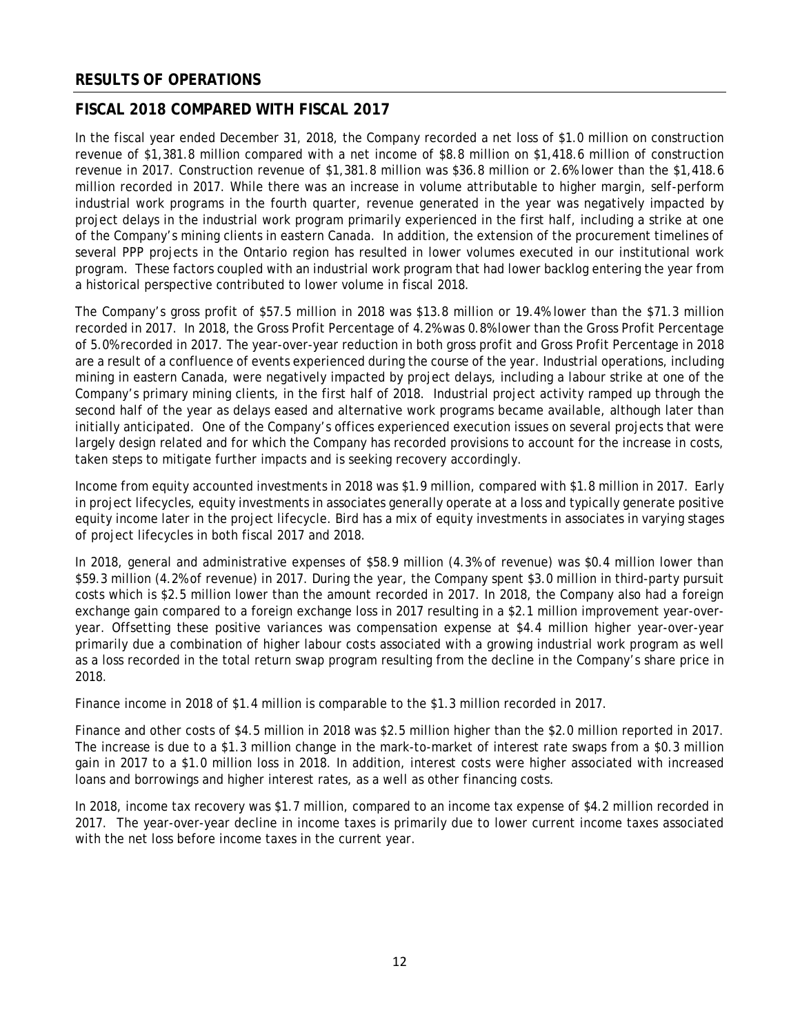## RESULTS OF OPERATIONS

## FISCAL 2018 COMPARED WITH FISCAL 2017

In the fiscal year ended December 31, 2018, the Company recorded a net loss of $1.0 million on construction revenue of $1,381.8 million compared with a net income of $8.8 million on $1,418.6 million of construction revenue in 2017. Construction revenue of $1,381.8 million was $36.8 million or 2.6% lower than the $1,418.6 million recorded in 2017. While there was an increase in volume attributable to higher margin, self-perform industrial work programs in the fourth quarter, revenue generated in the year was negatively impacted by project delays in the industrial work program primarily experienced in the first half, including a strike at one of the Company's mining clients in eastern Canada. In addition, the extension of the procurement timelines of several PPP projects in the Ontario region has resulted in lower volumes executed in our institutional work program. These factors coupled with an industrial work program that had lower backlog entering the year from a historical perspective contributed to lower volume in fiscal 2018.

The Company's gross profit of $57.5 million in 2018 was $13.8 million or 19.4% lower than the $71.3 million recorded in 2017. In 2018, the Gross Profit Percentage of 4.2% was 0.8% lower than the Gross Profit Percentage of 5.0% recorded in 2017. The year-over-year reduction in both gross profit and Gross Profit Percentage in 2018 are a result of a confluence of events experienced during the course of the year. Industrial operations, including mining in eastern Canada, were negatively impacted by project delays, including a labour strike at one of the Company's primary mining clients, in the first half of 2018. Industrial project activity ramped up through the second half of the year as delays eased and alternative work programs became available, although later than initially anticipated. One of the Company's offices experienced execution issues on several projects that were largely design related and for which the Company has recorded provisions to account for the increase in costs, taken steps to mitigate further impacts and is seeking recovery accordingly.

Income from equity accounted investments in 2018 was $1.9 million, compared with $1.8 million in 2017. Early in project lifecycles, equity investments in associates generally operate at a loss and typically generate positive equity income later in the project lifecycle. Bird has a mix of equity investments in associates in varying stages of project lifecycles in both fiscal 2017 and 2018.

In 2018, general and administrative expenses of $58.9 million (4.3% of revenue) was $0.4 million lower than $59.3 million (4.2% of revenue) in 2017. During the year, the Company spent $3.0 million in third-party pursuit costs which is $2.5 million lower than the amount recorded in 2017. In 2018, the Company also had a foreign exchange gain compared to a foreign exchange loss in 2017 resulting in a $2.1 million improvement year-over-year. Offsetting these positive variances was compensation expense at $4.4 million higher year-over-year primarily due a combination of higher labour costs associated with a growing industrial work program as well as a loss recorded in the total return swap program resulting from the decline in the Company's share price in 2018.

Finance income in 2018 of $1.4 million is comparable to the $1.3 million recorded in 2017.

Finance and other costs of $4.5 million in 2018 was $2.5 million higher than the $2.0 million reported in 2017. The increase is due to a $1.3 million change in the mark-to-market of interest rate swaps from a $0.3 million gain in 2017 to a $1.0 million loss in 2018. In addition, interest costs were higher associated with increased loans and borrowings and higher interest rates, as a well as other financing costs.

In 2018, income tax recovery was $1.7 million, compared to an income tax expense of $4.2 million recorded in 2017. The year-over-year decline in income taxes is primarily due to lower current income taxes associated with the net loss before income taxes in the current year.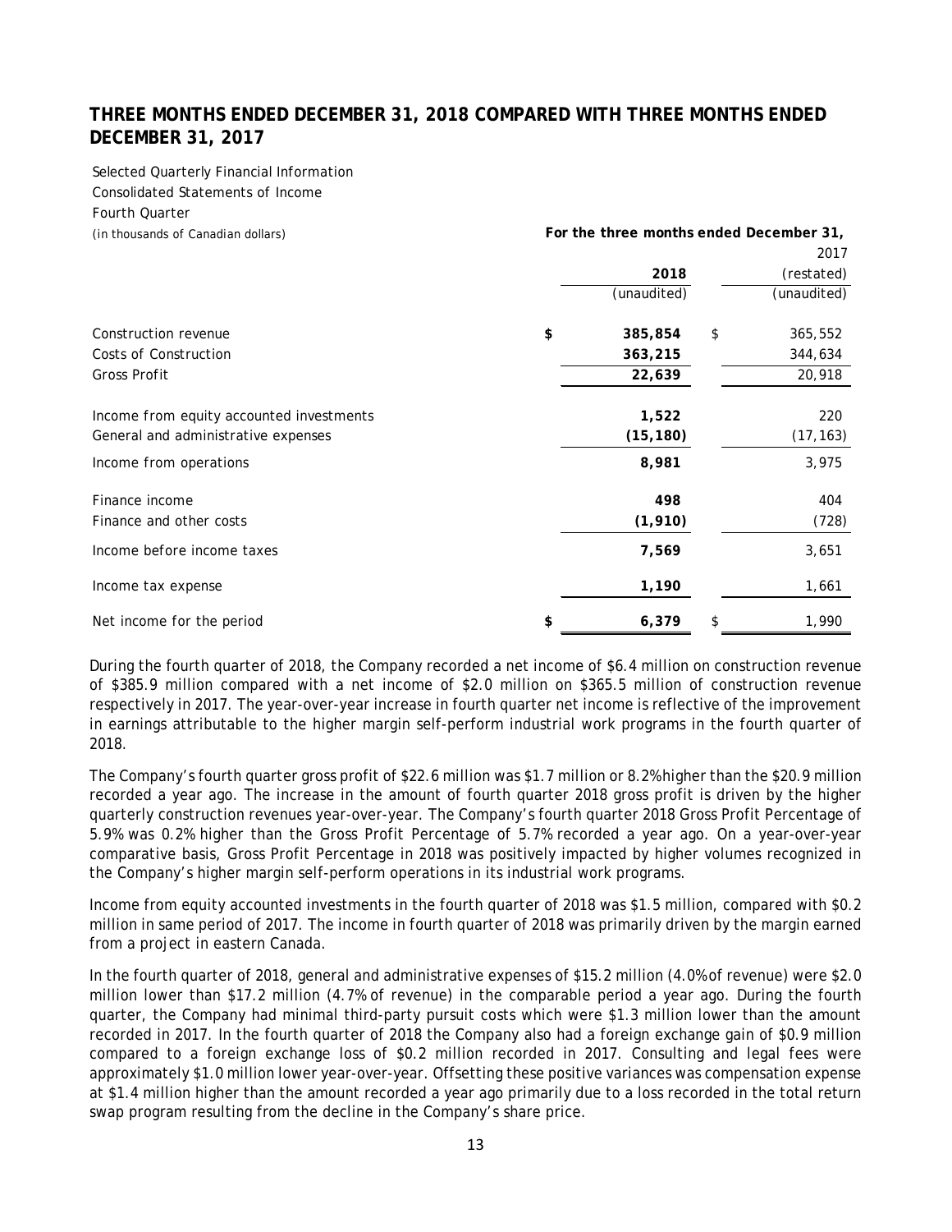## THREE MONTHS ENDED DECEMBER 31, 2018 COMPARED WITH THREE MONTHS ENDED DECEMBER 31, 2017

Selected Quarterly Financial Information
Consolidated Statements of Income
Fourth Quarter

| *(in thousands of Canadian dollars)* | **For the three months ended December 31,** | |
|---|---|---|
| | **2018** | 2017 (restated) |
| | (unaudited) | (unaudited) |
| Construction revenue | **$ 385,854** | $ 365,552 |
| Costs of Construction | **363,215** | 344,634 |
| Gross Profit | **22,639** | 20,918 |
| Income from equity accounted investments | **1,522** | 220 |
| General and administrative expenses | **(15,180)** | (17,163) |
| Income from operations | **8,981** | 3,975 |
| Finance income | **498** | 404 |
| Finance and other costs | **(1,910)** | (728) |
| Income before income taxes | **7,569** | 3,651 |
| Income tax expense | **1,190** | 1,661 |
| Net income for the period | **$ 6,379** | $ 1,990 |

During the fourth quarter of 2018, the Company recorded a net income of $6.4 million on construction revenue of $385.9 million compared with a net income of $2.0 million on $365.5 million of construction revenue respectively in 2017. The year-over-year increase in fourth quarter net income is reflective of the improvement in earnings attributable to the higher margin self-perform industrial work programs in the fourth quarter of 2018.

The Company's fourth quarter gross profit of $22.6 million was $1.7 million or 8.2% higher than the $20.9 million recorded a year ago. The increase in the amount of fourth quarter 2018 gross profit is driven by the higher quarterly construction revenues year-over-year. The Company's fourth quarter 2018 Gross Profit Percentage of 5.9% was 0.2% higher than the Gross Profit Percentage of 5.7% recorded a year ago. On a year-over-year comparative basis, Gross Profit Percentage in 2018 was positively impacted by higher volumes recognized in the Company's higher margin self-perform operations in its industrial work programs.

Income from equity accounted investments in the fourth quarter of 2018 was $1.5 million, compared with $0.2 million in same period of 2017. The income in fourth quarter of 2018 was primarily driven by the margin earned from a project in eastern Canada.

In the fourth quarter of 2018, general and administrative expenses of $15.2 million (4.0% of revenue) were $2.0 million lower than $17.2 million (4.7% of revenue) in the comparable period a year ago. During the fourth quarter, the Company had minimal third-party pursuit costs which were $1.3 million lower than the amount recorded in 2017. In the fourth quarter of 2018 the Company also had a foreign exchange gain of $0.9 million compared to a foreign exchange loss of $0.2 million recorded in 2017. Consulting and legal fees were approximately $1.0 million lower year-over-year. Offsetting these positive variances was compensation expense at $1.4 million higher than the amount recorded a year ago primarily due to a loss recorded in the total return swap program resulting from the decline in the Company's share price.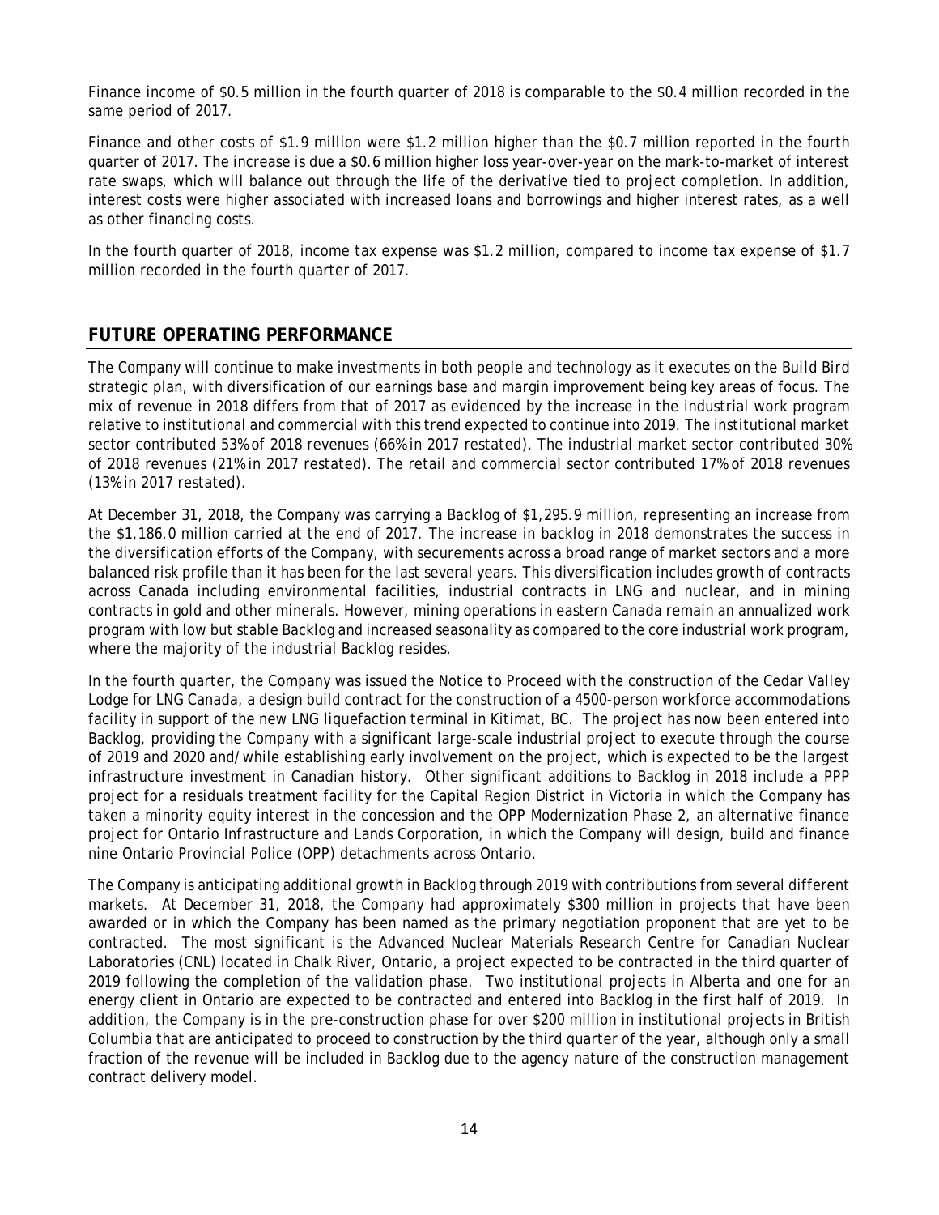Finance income of $0.5 million in the fourth quarter of 2018 is comparable to the $0.4 million recorded in the same period of 2017.

Finance and other costs of $1.9 million were $1.2 million higher than the $0.7 million reported in the fourth quarter of 2017. The increase is due a $0.6 million higher loss year-over-year on the mark-to-market of interest rate swaps, which will balance out through the life of the derivative tied to project completion. In addition, interest costs were higher associated with increased loans and borrowings and higher interest rates, as a well as other financing costs.

In the fourth quarter of 2018, income tax expense was $1.2 million, compared to income tax expense of $1.7 million recorded in the fourth quarter of 2017.

## FUTURE OPERATING PERFORMANCE

The Company will continue to make investments in both people and technology as it executes on the *Build Bird* strategic plan, with diversification of our earnings base and margin improvement being key areas of focus. The mix of revenue in 2018 differs from that of 2017 as evidenced by the increase in the industrial work program relative to institutional and commercial with this trend expected to continue into 2019. The institutional market sector contributed 53% of 2018 revenues (66% in 2017 restated). The industrial market sector contributed 30% of 2018 revenues (21% in 2017 restated). The retail and commercial sector contributed 17% of 2018 revenues (13% in 2017 restated).

At December 31, 2018, the Company was carrying a Backlog of $1,295.9 million, representing an increase from the $1,186.0 million carried at the end of 2017. The increase in backlog in 2018 demonstrates the success in the diversification efforts of the Company, with securements across a broad range of market sectors and a more balanced risk profile than it has been for the last several years. This diversification includes growth of contracts across Canada including environmental facilities, industrial contracts in LNG and nuclear, and in mining contracts in gold and other minerals. However, mining operations in eastern Canada remain an annualized work program with low but stable Backlog and increased seasonality as compared to the core industrial work program, where the majority of the industrial Backlog resides.

In the fourth quarter, the Company was issued the Notice to Proceed with the construction of the Cedar Valley Lodge for LNG Canada, a design build contract for the construction of a 4500-person workforce accommodations facility in support of the new LNG liquefaction terminal in Kitimat, BC. The project has now been entered into Backlog, providing the Company with a significant large-scale industrial project to execute through the course of 2019 and 2020 and/while establishing early involvement on the project, which is expected to be the largest infrastructure investment in Canadian history. Other significant additions to Backlog in 2018 include a PPP project for a residuals treatment facility for the Capital Region District in Victoria in which the Company has taken a minority equity interest in the concession and the OPP Modernization Phase 2, an alternative finance project for Ontario Infrastructure and Lands Corporation, in which the Company will design, build and finance nine Ontario Provincial Police (OPP) detachments across Ontario.

The Company is anticipating additional growth in Backlog through 2019 with contributions from several different markets. At December 31, 2018, the Company had approximately $300 million in projects that have been awarded or in which the Company has been named as the primary negotiation proponent that are yet to be contracted. The most significant is the Advanced Nuclear Materials Research Centre for Canadian Nuclear Laboratories (CNL) located in Chalk River, Ontario, a project expected to be contracted in the third quarter of 2019 following the completion of the validation phase. Two institutional projects in Alberta and one for an energy client in Ontario are expected to be contracted and entered into Backlog in the first half of 2019. In addition, the Company is in the pre-construction phase for over $200 million in institutional projects in British Columbia that are anticipated to proceed to construction by the third quarter of the year, although only a small fraction of the revenue will be included in Backlog due to the agency nature of the construction management contract delivery model.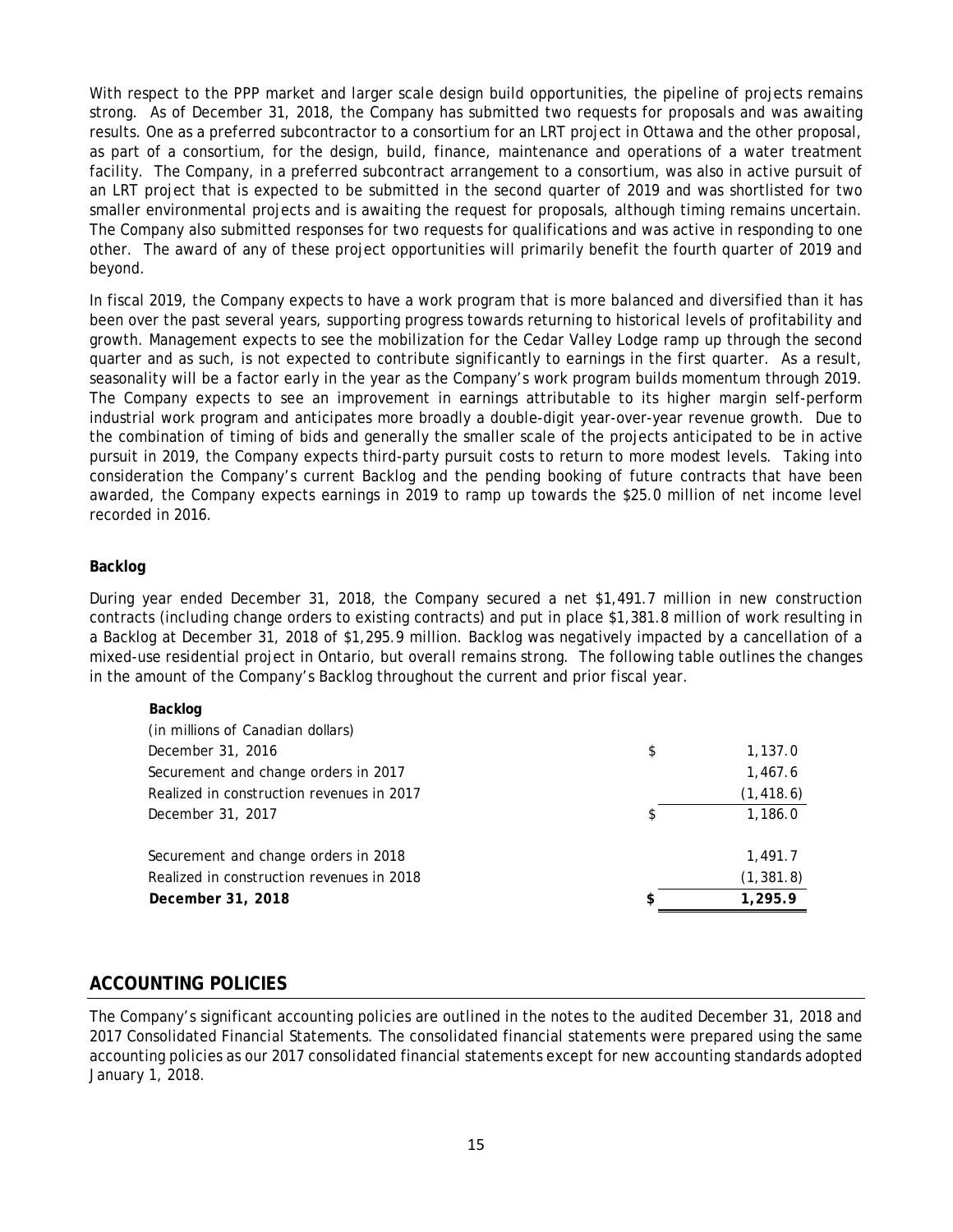With respect to the PPP market and larger scale design build opportunities, the pipeline of projects remains strong. As of December 31, 2018, the Company has submitted two requests for proposals and was awaiting results. One as a preferred subcontractor to a consortium for an LRT project in Ottawa and the other proposal, as part of a consortium, for the design, build, finance, maintenance and operations of a water treatment facility. The Company, in a preferred subcontract arrangement to a consortium, was also in active pursuit of an LRT project that is expected to be submitted in the second quarter of 2019 and was shortlisted for two smaller environmental projects and is awaiting the request for proposals, although timing remains uncertain. The Company also submitted responses for two requests for qualifications and was active in responding to one other. The award of any of these project opportunities will primarily benefit the fourth quarter of 2019 and beyond.

In fiscal 2019, the Company expects to have a work program that is more balanced and diversified than it has been over the past several years, supporting progress towards returning to historical levels of profitability and growth. Management expects to see the mobilization for the Cedar Valley Lodge ramp up through the second quarter and as such, is not expected to contribute significantly to earnings in the first quarter. As a result, seasonality will be a factor early in the year as the Company's work program builds momentum through 2019. The Company expects to see an improvement in earnings attributable to its higher margin self-perform industrial work program and anticipates more broadly a double-digit year-over-year revenue growth. Due to the combination of timing of bids and generally the smaller scale of the projects anticipated to be in active pursuit in 2019, the Company expects third-party pursuit costs to return to more modest levels. Taking into consideration the Company's current Backlog and the pending booking of future contracts that have been awarded, the Company expects earnings in 2019 to ramp up towards the $25.0 million of net income level recorded in 2016.

**Backlog**

During year ended December 31, 2018, the Company secured a net $1,491.7 million in new construction contracts (including change orders to existing contracts) and put in place $1,381.8 million of work resulting in a Backlog at December 31, 2018 of $1,295.9 million. Backlog was negatively impacted by a cancellation of a mixed-use residential project in Ontario, but overall remains strong. The following table outlines the changes in the amount of the Company's Backlog throughout the current and prior fiscal year.

| **Backlog** | | |
|---|---|---|
| (in millions of Canadian dollars) | | |
| December 31, 2016 | $ | 1,137.0 |
| Securement and change orders in 2017 | | 1,467.6 |
| Realized in construction revenues in 2017 | | (1,418.6) |
| December 31, 2017 | $ | 1,186.0 |
| | | |
| Securement and change orders in 2018 | | 1,491.7 |
| Realized in construction revenues in 2018 | | (1,381.8) |
| **December 31, 2018** | **$** | **1,295.9** |

## ACCOUNTING POLICIES

The Company's significant accounting policies are outlined in the notes to the audited December 31, 2018 and 2017 Consolidated Financial Statements. The consolidated financial statements were prepared using the same accounting policies as our 2017 consolidated financial statements except for new accounting standards adopted January 1, 2018.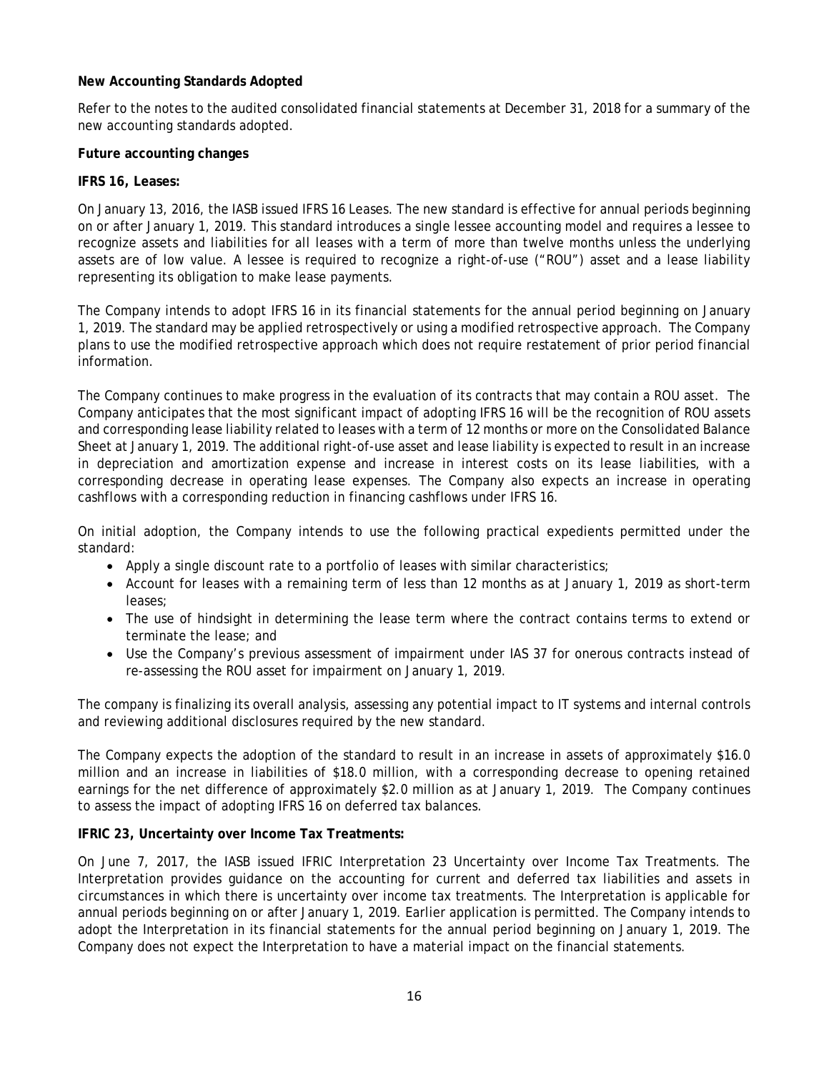**New Accounting Standards Adopted**

Refer to the notes to the audited consolidated financial statements at December 31, 2018 for a summary of the new accounting standards adopted.

**Future accounting changes**

**IFRS 16, Leases:**

On January 13, 2016, the IASB issued IFRS 16 Leases. The new standard is effective for annual periods beginning on or after January 1, 2019. This standard introduces a single lessee accounting model and requires a lessee to recognize assets and liabilities for all leases with a term of more than twelve months unless the underlying assets are of low value. A lessee is required to recognize a right-of-use ("ROU") asset and a lease liability representing its obligation to make lease payments.

The Company intends to adopt IFRS 16 in its financial statements for the annual period beginning on January 1, 2019. The standard may be applied retrospectively or using a modified retrospective approach. The Company plans to use the modified retrospective approach which does not require restatement of prior period financial information.

The Company continues to make progress in the evaluation of its contracts that may contain a ROU asset. The Company anticipates that the most significant impact of adopting IFRS 16 will be the recognition of ROU assets and corresponding lease liability related to leases with a term of 12 months or more on the Consolidated Balance Sheet at January 1, 2019. The additional right-of-use asset and lease liability is expected to result in an increase in depreciation and amortization expense and increase in interest costs on its lease liabilities, with a corresponding decrease in operating lease expenses. The Company also expects an increase in operating cashflows with a corresponding reduction in financing cashflows under IFRS 16.

On initial adoption, the Company intends to use the following practical expedients permitted under the standard:

- Apply a single discount rate to a portfolio of leases with similar characteristics;
- Account for leases with a remaining term of less than 12 months as at January 1, 2019 as short-term leases;
- The use of hindsight in determining the lease term where the contract contains terms to extend or terminate the lease; and
- Use the Company's previous assessment of impairment under IAS 37 for onerous contracts instead of re-assessing the ROU asset for impairment on January 1, 2019.

The company is finalizing its overall analysis, assessing any potential impact to IT systems and internal controls and reviewing additional disclosures required by the new standard.

The Company expects the adoption of the standard to result in an increase in assets of approximately $16.0 million and an increase in liabilities of $18.0 million, with a corresponding decrease to opening retained earnings for the net difference of approximately $2.0 million as at January 1, 2019. The Company continues to assess the impact of adopting IFRS 16 on deferred tax balances.

**IFRIC 23, Uncertainty over Income Tax Treatments:**

On June 7, 2017, the IASB issued IFRIC Interpretation 23 Uncertainty over Income Tax Treatments. The Interpretation provides guidance on the accounting for current and deferred tax liabilities and assets in circumstances in which there is uncertainty over income tax treatments. The Interpretation is applicable for annual periods beginning on or after January 1, 2019. Earlier application is permitted. The Company intends to adopt the Interpretation in its financial statements for the annual period beginning on January 1, 2019. The Company does not expect the Interpretation to have a material impact on the financial statements.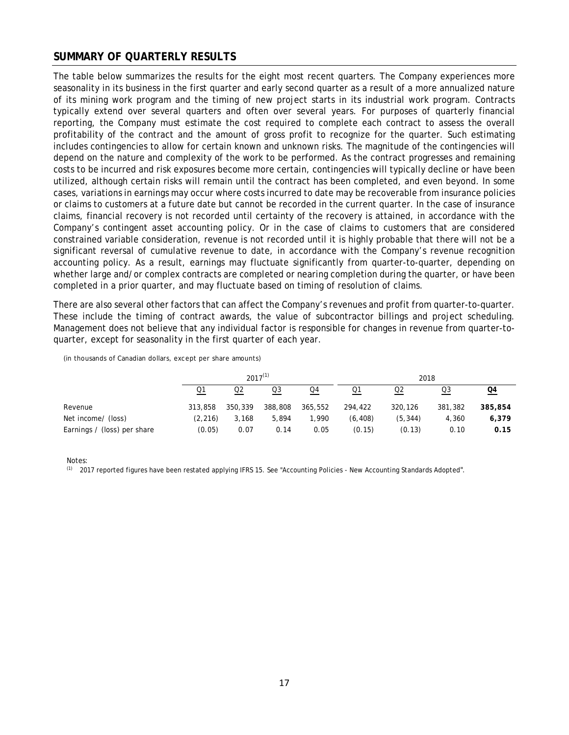## SUMMARY OF QUARTERLY RESULTS

The table below summarizes the results for the eight most recent quarters. The Company experiences more seasonality in its business in the first quarter and early second quarter as a result of a more annualized nature of its mining work program and the timing of new project starts in its industrial work program. Contracts typically extend over several quarters and often over several years. For purposes of quarterly financial reporting, the Company must estimate the cost required to complete each contract to assess the overall profitability of the contract and the amount of gross profit to recognize for the quarter. Such estimating includes contingencies to allow for certain known and unknown risks. The magnitude of the contingencies will depend on the nature and complexity of the work to be performed. As the contract progresses and remaining costs to be incurred and risk exposures become more certain, contingencies will typically decline or have been utilized, although certain risks will remain until the contract has been completed, and even beyond. In some cases, variations in earnings may occur where costs incurred to date may be recoverable from insurance policies or claims to customers at a future date but cannot be recorded in the current quarter. In the case of insurance claims, financial recovery is not recorded until certainty of the recovery is attained, in accordance with the Company's contingent asset accounting policy. Or in the case of claims to customers that are considered constrained variable consideration, revenue is not recorded until it is highly probable that there will not be a significant reversal of cumulative revenue to date, in accordance with the Company's revenue recognition accounting policy. As a result, earnings may fluctuate significantly from quarter-to-quarter, depending on whether large and/or complex contracts are completed or nearing completion during the quarter, or have been completed in a prior quarter, and may fluctuate based on timing of resolution of claims.

There are also several other factors that can affect the Company's revenues and profit from quarter-to-quarter. These include the timing of contract awards, the value of subcontractor billings and project scheduling. Management does not believe that any individual factor is responsible for changes in revenue from quarter-to-quarter, except for seasonality in the first quarter of each year.

*(in thousands of Canadian dollars, except per share amounts)*

| | 2017[1] | | | | 2018 | | | |
|---|---|---|---|---|---|---|---|---|
| | Q1 | Q2 | Q3 | Q4 | Q1 | Q2 | Q3 | **Q4** |
| Revenue | 313,858 | 350,339 | 388,808 | 365,552 | 294,422 | 320,126 | 381,382 | **385,854** |
| Net income/ (loss) | (2,216) | 3,168 | 5,894 | 1,990 | (6,408) | (5,344) | 4,360 | **6,379** |
| Earnings / (loss) per share | (0.05) | 0.07 | 0.14 | 0.05 | (0.15) | (0.13) | 0.10 | **0.15** |

Notes:

[1] 2017 reported figures have been restated applying IFRS 15. See "Accounting Policies - New Accounting Standards Adopted".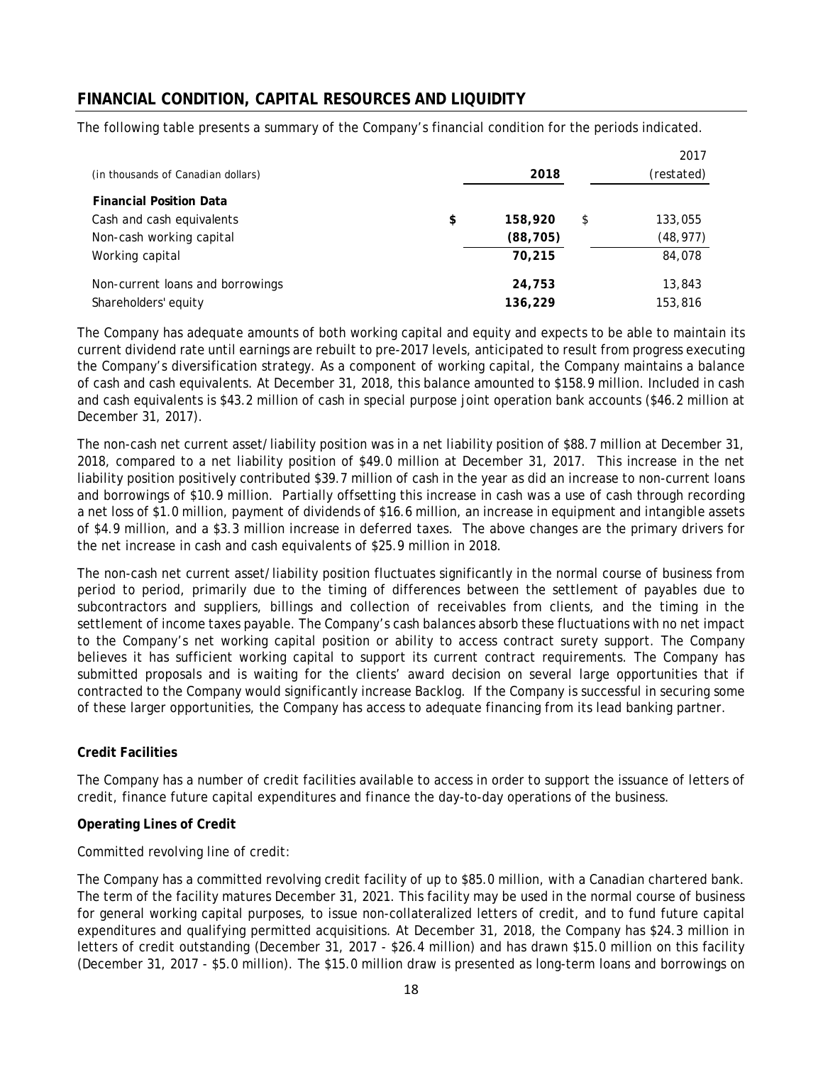## FINANCIAL CONDITION, CAPITAL RESOURCES AND LIQUIDITY

The following table presents a summary of the Company's financial condition for the periods indicated.

| (in thousands of Canadian dollars) | 2018 | 2017 (restated) |
|---|---|---|
| **Financial Position Data** | | |
| Cash and cash equivalents | $ **158,920** | $ 133,055 |
| Non-cash working capital | **(88,705)** | (48,977) |
| Working capital | **70,215** | 84,078 |
| Non-current loans and borrowings | **24,753** | 13,843 |
| Shareholders' equity | **136,229** | 153,816 |

The Company has adequate amounts of both working capital and equity and expects to be able to maintain its current dividend rate until earnings are rebuilt to pre-2017 levels, anticipated to result from progress executing the Company's diversification strategy. As a component of working capital, the Company maintains a balance of cash and cash equivalents. At December 31, 2018, this balance amounted to $158.9 million. Included in cash and cash equivalents is $43.2 million of cash in special purpose joint operation bank accounts ($46.2 million at December 31, 2017).

The non-cash net current asset/liability position was in a net liability position of $88.7 million at December 31, 2018, compared to a net liability position of $49.0 million at December 31, 2017. This increase in the net liability position positively contributed $39.7 million of cash in the year as did an increase to non-current loans and borrowings of $10.9 million. Partially offsetting this increase in cash was a use of cash through recording a net loss of $1.0 million, payment of dividends of $16.6 million, an increase in equipment and intangible assets of $4.9 million, and a $3.3 million increase in deferred taxes. The above changes are the primary drivers for the net increase in cash and cash equivalents of $25.9 million in 2018.

The non-cash net current asset/liability position fluctuates significantly in the normal course of business from period to period, primarily due to the timing of differences between the settlement of payables due to subcontractors and suppliers, billings and collection of receivables from clients, and the timing in the settlement of income taxes payable. The Company's cash balances absorb these fluctuations with no net impact to the Company's net working capital position or ability to access contract surety support. The Company believes it has sufficient working capital to support its current contract requirements. The Company has submitted proposals and is waiting for the clients' award decision on several large opportunities that if contracted to the Company would significantly increase Backlog. If the Company is successful in securing some of these larger opportunities, the Company has access to adequate financing from its lead banking partner.

**Credit Facilities**

The Company has a number of credit facilities available to access in order to support the issuance of letters of credit, finance future capital expenditures and finance the day-to-day operations of the business.

**Operating Lines of Credit**

Committed revolving line of credit:

The Company has a committed revolving credit facility of up to $85.0 million, with a Canadian chartered bank. The term of the facility matures December 31, 2021. This facility may be used in the normal course of business for general working capital purposes, to issue non-collateralized letters of credit, and to fund future capital expenditures and qualifying permitted acquisitions. At December 31, 2018, the Company has $24.3 million in letters of credit outstanding (December 31, 2017 - $26.4 million) and has drawn $15.0 million on this facility (December 31, 2017 - $5.0 million). The $15.0 million draw is presented as long-term loans and borrowings on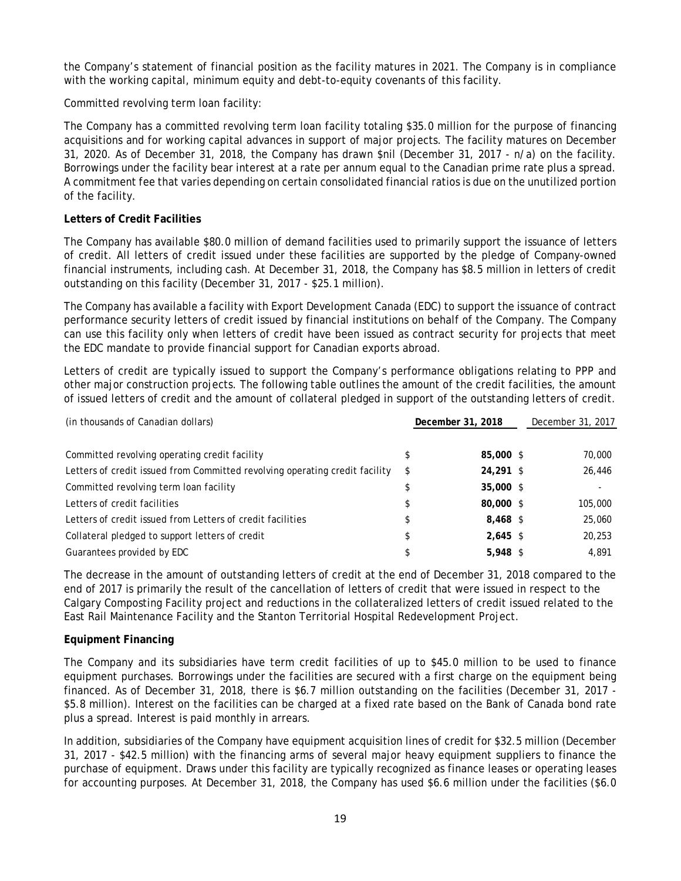the Company's statement of financial position as the facility matures in 2021. The Company is in compliance with the working capital, minimum equity and debt-to-equity covenants of this facility.

Committed revolving term loan facility:

The Company has a committed revolving term loan facility totaling $35.0 million for the purpose of financing acquisitions and for working capital advances in support of major projects. The facility matures on December 31, 2020. As of December 31, 2018, the Company has drawn $nil (December 31, 2017 - n/a) on the facility. Borrowings under the facility bear interest at a rate per annum equal to the Canadian prime rate plus a spread. A commitment fee that varies depending on certain consolidated financial ratios is due on the unutilized portion of the facility.

**Letters of Credit Facilities**

The Company has available $80.0 million of demand facilities used to primarily support the issuance of letters of credit. All letters of credit issued under these facilities are supported by the pledge of Company-owned financial instruments, including cash. At December 31, 2018, the Company has $8.5 million in letters of credit outstanding on this facility (December 31, 2017 - $25.1 million).

The Company has available a facility with Export Development Canada (EDC) to support the issuance of contract performance security letters of credit issued by financial institutions on behalf of the Company. The Company can use this facility only when letters of credit have been issued as contract security for projects that meet the EDC mandate to provide financial support for Canadian exports abroad.

Letters of credit are typically issued to support the Company's performance obligations relating to PPP and other major construction projects. The following table outlines the amount of the credit facilities, the amount of issued letters of credit and the amount of collateral pledged in support of the outstanding letters of credit.

| (in thousands of Canadian dollars) | **December 31, 2018** | December 31, 2017 |
|---|---|---|
| Committed revolving operating credit facility | $ **85,000** | $ 70,000 |
| Letters of credit issued from Committed revolving operating credit facility | $ **24,291** | $ 26,446 |
| Committed revolving term loan facility | $ **35,000** | $ - |
| Letters of credit facilities | $ **80,000** | $ 105,000 |
| Letters of credit issued from Letters of credit facilities | $ **8,468** | $ 25,060 |
| Collateral pledged to support letters of credit | $ **2,645** | $ 20,253 |
| Guarantees provided by EDC | $ **5,948** | $ 4,891 |

The decrease in the amount of outstanding letters of credit at the end of December 31, 2018 compared to the end of 2017 is primarily the result of the cancellation of letters of credit that were issued in respect to the Calgary Composting Facility project and reductions in the collateralized letters of credit issued related to the East Rail Maintenance Facility and the Stanton Territorial Hospital Redevelopment Project.

**Equipment Financing**

The Company and its subsidiaries have term credit facilities of up to $45.0 million to be used to finance equipment purchases. Borrowings under the facilities are secured with a first charge on the equipment being financed. As of December 31, 2018, there is $6.7 million outstanding on the facilities (December 31, 2017 - $5.8 million). Interest on the facilities can be charged at a fixed rate based on the Bank of Canada bond rate plus a spread. Interest is paid monthly in arrears.

In addition, subsidiaries of the Company have equipment acquisition lines of credit for $32.5 million (December 31, 2017 - $42.5 million) with the financing arms of several major heavy equipment suppliers to finance the purchase of equipment. Draws under this facility are typically recognized as finance leases or operating leases for accounting purposes. At December 31, 2018, the Company has used $6.6 million under the facilities ($6.0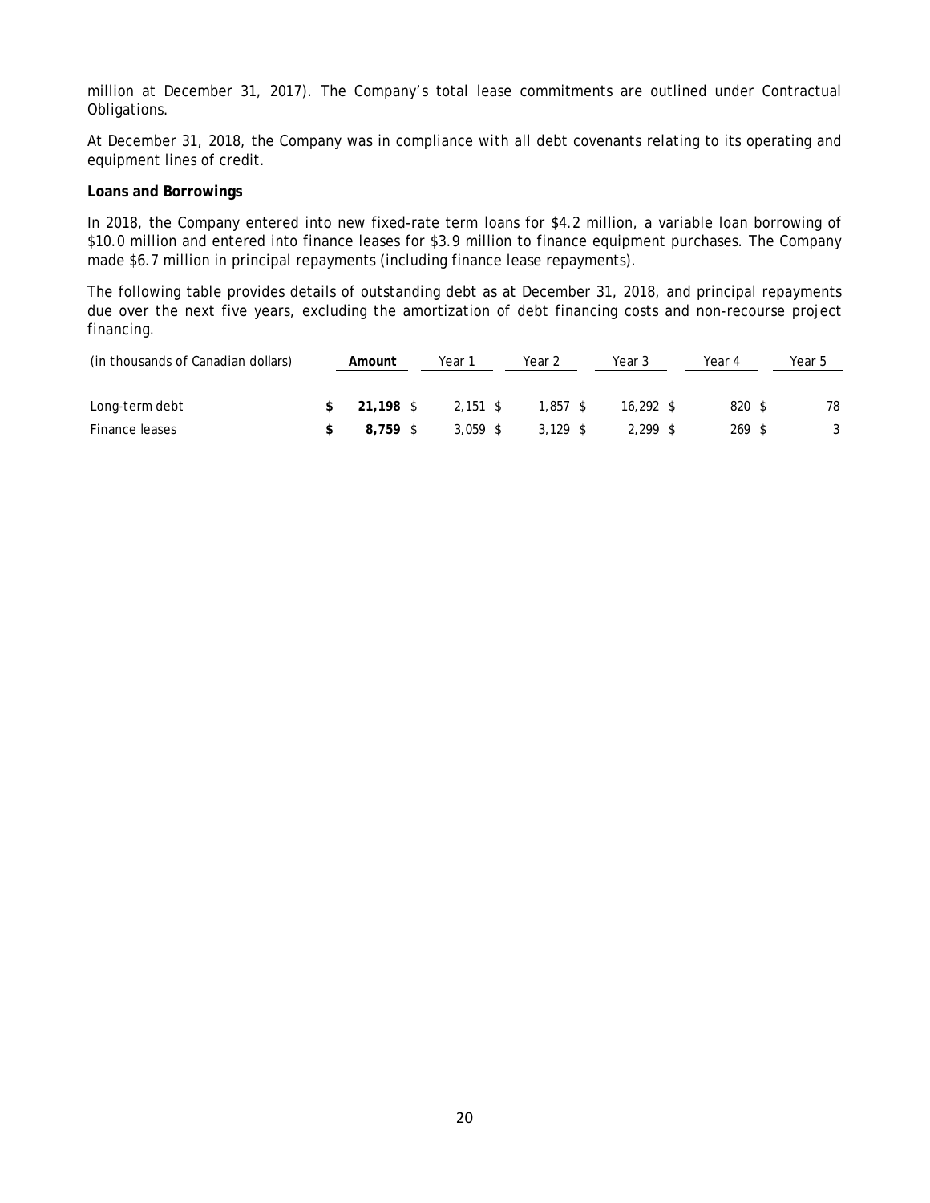million at December 31, 2017). The Company's total lease commitments are outlined under Contractual Obligations.

At December 31, 2018, the Company was in compliance with all debt covenants relating to its operating and equipment lines of credit.

**Loans and Borrowings**

In 2018, the Company entered into new fixed-rate term loans for $4.2 million, a variable loan borrowing of $10.0 million and entered into finance leases for $3.9 million to finance equipment purchases. The Company made $6.7 million in principal repayments (including finance lease repayments).

The following table provides details of outstanding debt as at December 31, 2018, and principal repayments due over the next five years, excluding the amortization of debt financing costs and non-recourse project financing.

| (in thousands of Canadian dollars) | Amount | Year 1 | Year 2 | Year 3 | Year 4 | Year 5 |
|---|---|---|---|---|---|---|
| Long-term debt | **$ 21,198** | $ 2,151 | $ 1,857 | $ 16,292 | $ 820 | $ 78 |
| Finance leases | **$ 8,759** | $ 3,059 | $ 3,129 | $ 2,299 | $ 269 | $ 3 |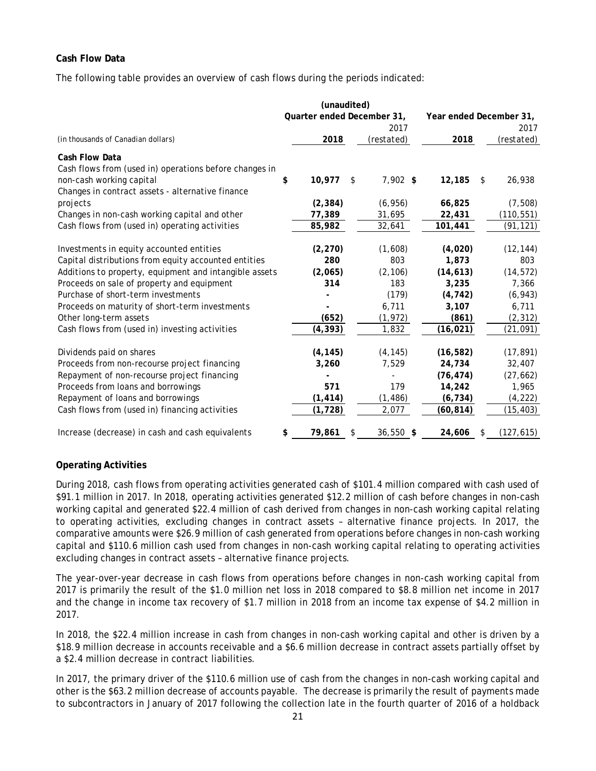**Cash Flow Data**

The following table provides an overview of cash flows during the periods indicated:

| (in thousands of Canadian dollars) | (unaudited) Quarter ended December 31, 2018 | 2017 (restated) | Year ended December 31, 2018 | 2017 (restated) |
|---|---|---|---|---|
| **Cash Flow Data** | | | | |
| Cash flows from (used in) operations before changes in non-cash working capital | $ **10,977** | $ 7,902 | $ **12,185** | $ 26,938 |
| Changes in contract assets - alternative finance projects | **(2,384)** | (6,956) | **66,825** | (7,508) |
| Changes in non-cash working capital and other | **77,389** | 31,695 | **22,431** | (110,551) |
| Cash flows from (used in) operating activities | **85,982** | 32,641 | **101,441** | (91,121) |
| | | | | |
| Investments in equity accounted entities | **(2,270)** | (1,608) | **(4,020)** | (12,144) |
| Capital distributions from equity accounted entities | **280** | 803 | **1,873** | 803 |
| Additions to property, equipment and intangible assets | **(2,065)** | (2,106) | **(14,613)** | (14,572) |
| Proceeds on sale of property and equipment | **314** | 183 | **3,235** | 7,366 |
| Purchase of short-term investments | **-** | (179) | **(4,742)** | (6,943) |
| Proceeds on maturity of short-term investments | **-** | 6,711 | **3,107** | 6,711 |
| Other long-term assets | **(652)** | (1,972) | **(861)** | (2,312) |
| Cash flows from (used in) investing activities | **(4,393)** | 1,832 | **(16,021)** | (21,091) |
| | | | | |
| Dividends paid on shares | **(4,145)** | (4,145) | **(16,582)** | (17,891) |
| Proceeds from non-recourse project financing | **3,260** | 7,529 | **24,734** | 32,407 |
| Repayment of non-recourse project financing | **-** | - | **(76,474)** | (27,662) |
| Proceeds from loans and borrowings | **571** | 179 | **14,242** | 1,965 |
| Repayment of loans and borrowings | **(1,414)** | (1,486) | **(6,734)** | (4,222) |
| Cash flows from (used in) financing activities | **(1,728)** | 2,077 | **(60,814)** | (15,403) |
| | | | | |
| Increase (decrease) in cash and cash equivalents | $ **79,861** | $ 36,550 | $ **24,606** | $ (127,615) |

**Operating Activities**

During 2018, cash flows from operating activities generated cash of $101.4 million compared with cash used of $91.1 million in 2017. In 2018, operating activities generated $12.2 million of cash before changes in non-cash working capital and generated $22.4 million of cash derived from changes in non-cash working capital relating to operating activities, excluding changes in contract assets – alternative finance projects. In 2017, the comparative amounts were $26.9 million of cash generated from operations before changes in non-cash working capital and $110.6 million cash used from changes in non-cash working capital relating to operating activities excluding changes in contract assets – alternative finance projects.

The year-over-year decrease in cash flows from operations before changes in non-cash working capital from 2017 is primarily the result of the $1.0 million net loss in 2018 compared to $8.8 million net income in 2017 and the change in income tax recovery of $1.7 million in 2018 from an income tax expense of $4.2 million in 2017.

In 2018, the $22.4 million increase in cash from changes in non-cash working capital and other is driven by a $18.9 million decrease in accounts receivable and a $6.6 million decrease in contract assets partially offset by a $2.4 million decrease in contract liabilities.

In 2017, the primary driver of the $110.6 million use of cash from the changes in non-cash working capital and other is the $63.2 million decrease of accounts payable. The decrease is primarily the result of payments made to subcontractors in January of 2017 following the collection late in the fourth quarter of 2016 of a holdback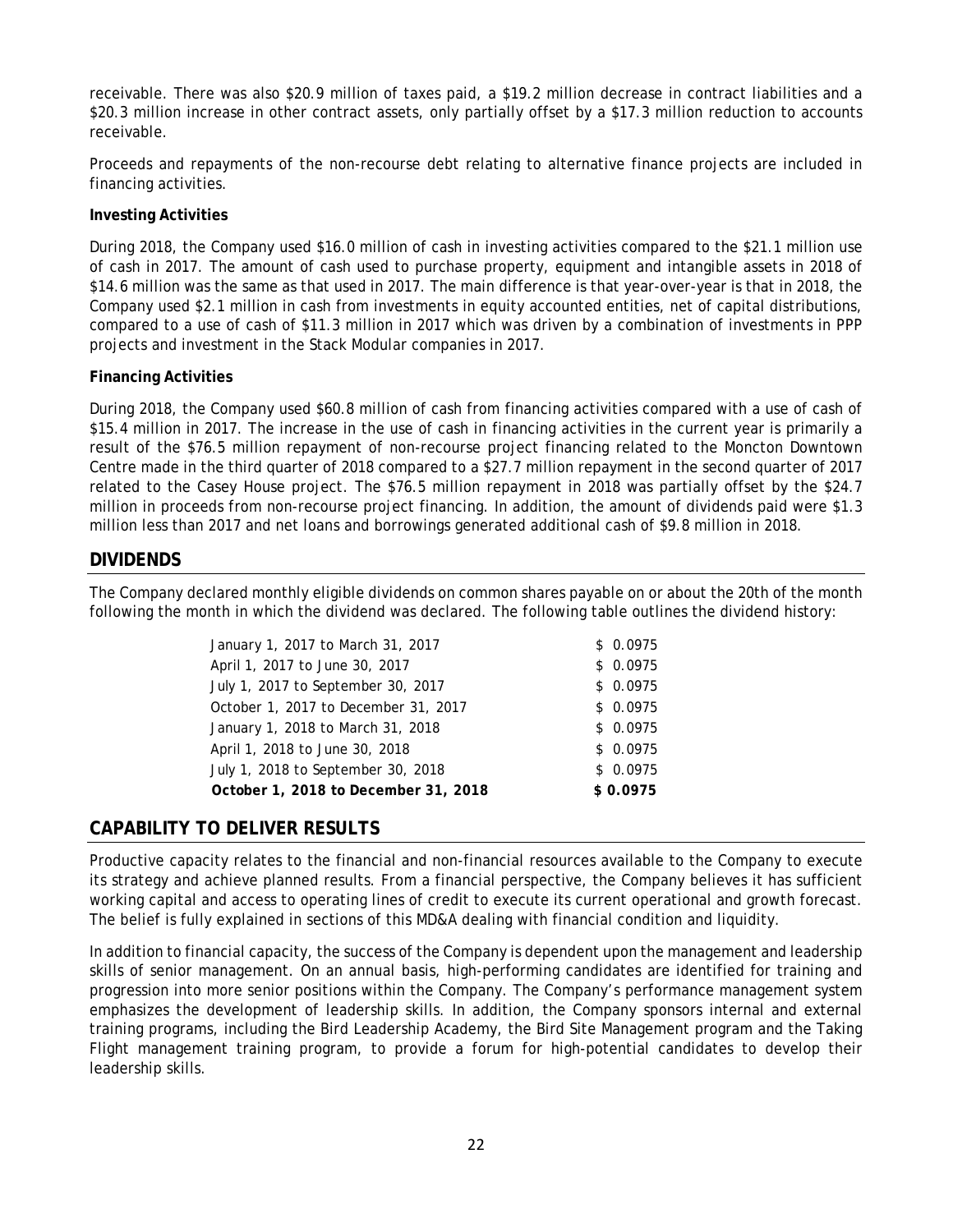receivable. There was also $20.9 million of taxes paid, a $19.2 million decrease in contract liabilities and a $20.3 million increase in other contract assets, only partially offset by a $17.3 million reduction to accounts receivable.

Proceeds and repayments of the non-recourse debt relating to alternative finance projects are included in financing activities.

**Investing Activities**

During 2018, the Company used $16.0 million of cash in investing activities compared to the $21.1 million use of cash in 2017. The amount of cash used to purchase property, equipment and intangible assets in 2018 of $14.6 million was the same as that used in 2017. The main difference is that year-over-year is that in 2018, the Company used $2.1 million in cash from investments in equity accounted entities, net of capital distributions, compared to a use of cash of $11.3 million in 2017 which was driven by a combination of investments in PPP projects and investment in the Stack Modular companies in 2017.

**Financing Activities**

During 2018, the Company used $60.8 million of cash from financing activities compared with a use of cash of $15.4 million in 2017. The increase in the use of cash in financing activities in the current year is primarily a result of the $76.5 million repayment of non-recourse project financing related to the Moncton Downtown Centre made in the third quarter of 2018 compared to a $27.7 million repayment in the second quarter of 2017 related to the Casey House project. The $76.5 million repayment in 2018 was partially offset by the $24.7 million in proceeds from non-recourse project financing. In addition, the amount of dividends paid were $1.3 million less than 2017 and net loans and borrowings generated additional cash of $9.8 million in 2018.

## DIVIDENDS

The Company declared monthly eligible dividends on common shares payable on or about the 20th of the month following the month in which the dividend was declared. The following table outlines the dividend history:

| | |
|---|---|
| January 1, 2017 to March 31, 2017 | $ 0.0975 |
| April 1, 2017 to June 30, 2017 | $ 0.0975 |
| July 1, 2017 to September 30, 2017 | $ 0.0975 |
| October 1, 2017 to December 31, 2017 | $ 0.0975 |
| January 1, 2018 to March 31, 2018 | $ 0.0975 |
| April 1, 2018 to June 30, 2018 | $ 0.0975 |
| July 1, 2018 to September 30, 2018 | $ 0.0975 |
| **October 1, 2018 to December 31, 2018** | **$ 0.0975** |

## CAPABILITY TO DELIVER RESULTS

Productive capacity relates to the financial and non-financial resources available to the Company to execute its strategy and achieve planned results. From a financial perspective, the Company believes it has sufficient working capital and access to operating lines of credit to execute its current operational and growth forecast. The belief is fully explained in sections of this MD&A dealing with financial condition and liquidity.

In addition to financial capacity, the success of the Company is dependent upon the management and leadership skills of senior management. On an annual basis, high-performing candidates are identified for training and progression into more senior positions within the Company. The Company's performance management system emphasizes the development of leadership skills. In addition, the Company sponsors internal and external training programs, including the Bird Leadership Academy, the Bird Site Management program and the Taking Flight management training program, to provide a forum for high-potential candidates to develop their leadership skills.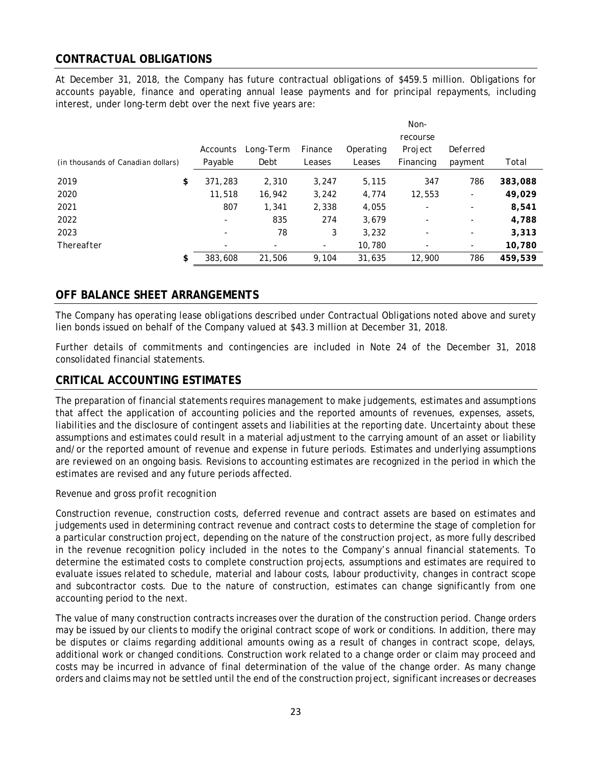## CONTRACTUAL OBLIGATIONS

At December 31, 2018, the Company has future contractual obligations of $459.5 million. Obligations for accounts payable, finance and operating annual lease payments and for principal repayments, including interest, under long-term debt over the next five years are:

| (in thousands of Canadian dollars) | | Accounts Payable | Long-Term Debt | Finance Leases | Operating Leases | Non-recourse Project Financing | Deferred payment | Total |
|---|---|---|---|---|---|---|---|---|
| 2019 | $ | 371,283 | 2,310 | 3,247 | 5,115 | 347 | 786 | **383,088** |
| 2020 | | 11,518 | 16,942 | 3,242 | 4,774 | 12,553 | - | **49,029** |
| 2021 | | 807 | 1,341 | 2,338 | 4,055 | - | - | **8,541** |
| 2022 | | - | 835 | 274 | 3,679 | - | - | **4,788** |
| 2023 | | - | 78 | 3 | 3,232 | - | - | **3,313** |
| Thereafter | | - | - | - | 10,780 | - | - | **10,780** |
| | $ | 383,608 | 21,506 | 9,104 | 31,635 | 12,900 | 786 | **459,539** |

## OFF BALANCE SHEET ARRANGEMENTS

The Company has operating lease obligations described under Contractual Obligations noted above and surety lien bonds issued on behalf of the Company valued at $43.3 million at December 31, 2018.

Further details of commitments and contingencies are included in Note 24 of the December 31, 2018 consolidated financial statements.

## CRITICAL ACCOUNTING ESTIMATES

The preparation of financial statements requires management to make judgements, estimates and assumptions that affect the application of accounting policies and the reported amounts of revenues, expenses, assets, liabilities and the disclosure of contingent assets and liabilities at the reporting date. Uncertainty about these assumptions and estimates could result in a material adjustment to the carrying amount of an asset or liability and/or the reported amount of revenue and expense in future periods. Estimates and underlying assumptions are reviewed on an ongoing basis. Revisions to accounting estimates are recognized in the period in which the estimates are revised and any future periods affected.

*Revenue and gross profit recognition*

Construction revenue, construction costs, deferred revenue and contract assets are based on estimates and judgements used in determining contract revenue and contract costs to determine the stage of completion for a particular construction project, depending on the nature of the construction project, as more fully described in the revenue recognition policy included in the notes to the Company's annual financial statements. To determine the estimated costs to complete construction projects, assumptions and estimates are required to evaluate issues related to schedule, material and labour costs, labour productivity, changes in contract scope and subcontractor costs. Due to the nature of construction, estimates can change significantly from one accounting period to the next.

The value of many construction contracts increases over the duration of the construction period. Change orders may be issued by our clients to modify the original contract scope of work or conditions. In addition, there may be disputes or claims regarding additional amounts owing as a result of changes in contract scope, delays, additional work or changed conditions. Construction work related to a change order or claim may proceed and costs may be incurred in advance of final determination of the value of the change order. As many change orders and claims may not be settled until the end of the construction project, significant increases or decreases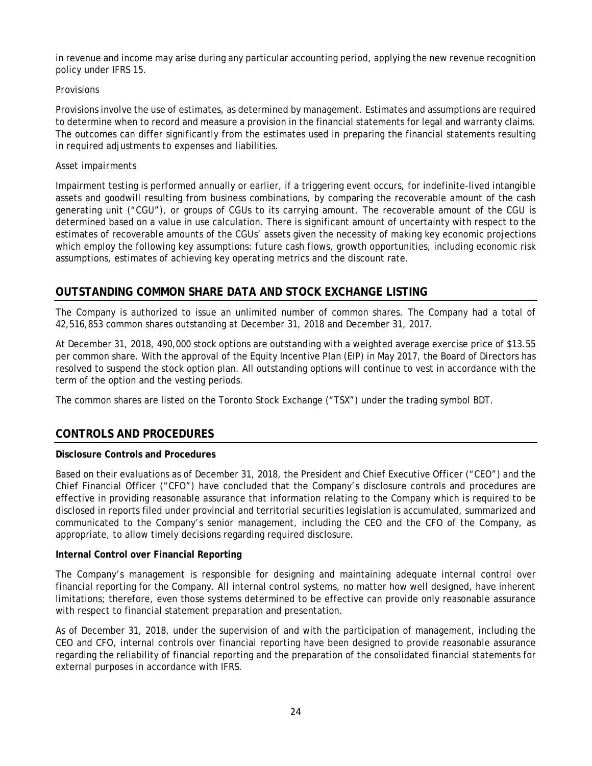in revenue and income may arise during any particular accounting period, applying the new revenue recognition policy under IFRS 15.

*Provisions*

Provisions involve the use of estimates, as determined by management. Estimates and assumptions are required to determine when to record and measure a provision in the financial statements for legal and warranty claims. The outcomes can differ significantly from the estimates used in preparing the financial statements resulting in required adjustments to expenses and liabilities.

*Asset impairments*

Impairment testing is performed annually or earlier, if a triggering event occurs, for indefinite-lived intangible assets and goodwill resulting from business combinations, by comparing the recoverable amount of the cash generating unit ("CGU"), or groups of CGUs to its carrying amount. The recoverable amount of the CGU is determined based on a value in use calculation. There is significant amount of uncertainty with respect to the estimates of recoverable amounts of the CGUs' assets given the necessity of making key economic projections which employ the following key assumptions: future cash flows, growth opportunities, including economic risk assumptions, estimates of achieving key operating metrics and the discount rate.

## OUTSTANDING COMMON SHARE DATA AND STOCK EXCHANGE LISTING

The Company is authorized to issue an unlimited number of common shares. The Company had a total of 42,516,853 common shares outstanding at December 31, 2018 and December 31, 2017.

At December 31, 2018, 490,000 stock options are outstanding with a weighted average exercise price of $13.55 per common share. With the approval of the Equity Incentive Plan (EIP) in May 2017, the Board of Directors has resolved to suspend the stock option plan. All outstanding options will continue to vest in accordance with the term of the option and the vesting periods.

The common shares are listed on the Toronto Stock Exchange ("TSX") under the trading symbol BDT.

## CONTROLS AND PROCEDURES

**Disclosure Controls and Procedures**

Based on their evaluations as of December 31, 2018, the President and Chief Executive Officer ("CEO") and the Chief Financial Officer ("CFO") have concluded that the Company's disclosure controls and procedures are effective in providing reasonable assurance that information relating to the Company which is required to be disclosed in reports filed under provincial and territorial securities legislation is accumulated, summarized and communicated to the Company's senior management, including the CEO and the CFO of the Company, as appropriate, to allow timely decisions regarding required disclosure.

**Internal Control over Financial Reporting**

The Company's management is responsible for designing and maintaining adequate internal control over financial reporting for the Company. All internal control systems, no matter how well designed, have inherent limitations; therefore, even those systems determined to be effective can provide only reasonable assurance with respect to financial statement preparation and presentation.

As of December 31, 2018, under the supervision of and with the participation of management, including the CEO and CFO, internal controls over financial reporting have been designed to provide reasonable assurance regarding the reliability of financial reporting and the preparation of the consolidated financial statements for external purposes in accordance with IFRS.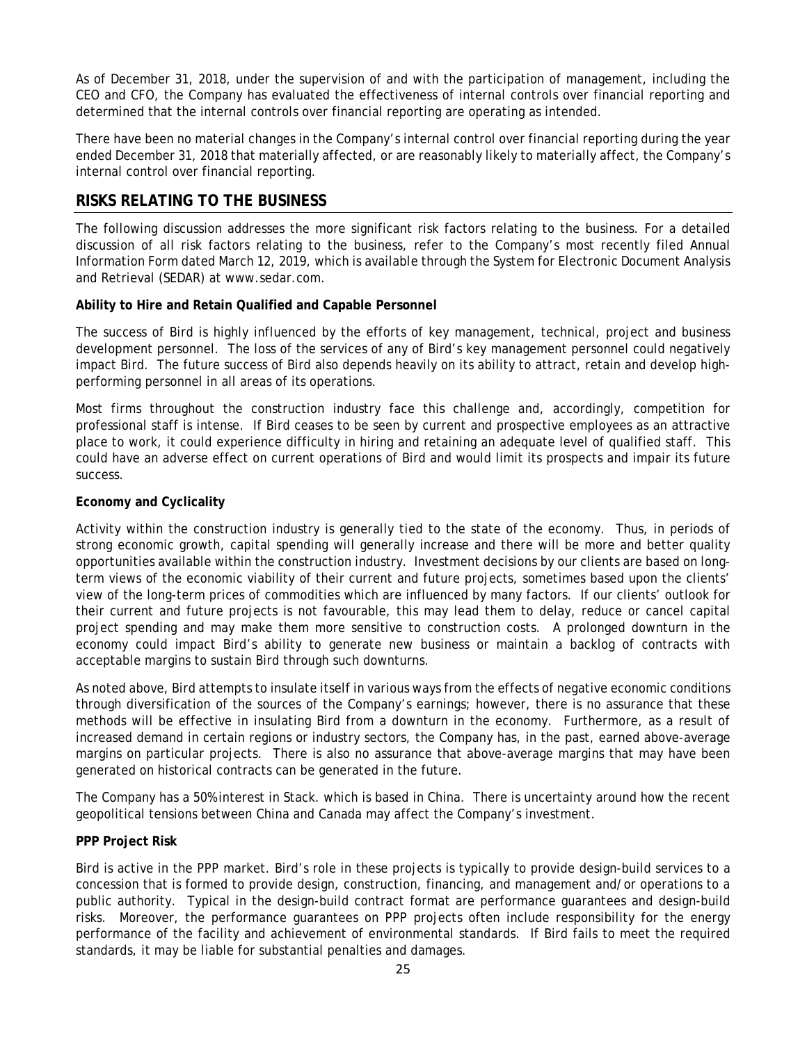As of December 31, 2018, under the supervision of and with the participation of management, including the CEO and CFO, the Company has evaluated the effectiveness of internal controls over financial reporting and determined that the internal controls over financial reporting are operating as intended.

There have been no material changes in the Company's internal control over financial reporting during the year ended December 31, 2018 that materially affected, or are reasonably likely to materially affect, the Company's internal control over financial reporting.

## RISKS RELATING TO THE BUSINESS

The following discussion addresses the more significant risk factors relating to the business. For a detailed discussion of all risk factors relating to the business, refer to the Company's most recently filed Annual Information Form dated March 12, 2019, which is available through the System for Electronic Document Analysis and Retrieval (SEDAR) at www.sedar.com.

**Ability to Hire and Retain Qualified and Capable Personnel**

The success of Bird is highly influenced by the efforts of key management, technical, project and business development personnel. The loss of the services of any of Bird's key management personnel could negatively impact Bird. The future success of Bird also depends heavily on its ability to attract, retain and develop high-performing personnel in all areas of its operations.

Most firms throughout the construction industry face this challenge and, accordingly, competition for professional staff is intense. If Bird ceases to be seen by current and prospective employees as an attractive place to work, it could experience difficulty in hiring and retaining an adequate level of qualified staff. This could have an adverse effect on current operations of Bird and would limit its prospects and impair its future success.

**Economy and Cyclicality**

Activity within the construction industry is generally tied to the state of the economy. Thus, in periods of strong economic growth, capital spending will generally increase and there will be more and better quality opportunities available within the construction industry. Investment decisions by our clients are based on long-term views of the economic viability of their current and future projects, sometimes based upon the clients' view of the long-term prices of commodities which are influenced by many factors. If our clients' outlook for their current and future projects is not favourable, this may lead them to delay, reduce or cancel capital project spending and may make them more sensitive to construction costs. A prolonged downturn in the economy could impact Bird's ability to generate new business or maintain a backlog of contracts with acceptable margins to sustain Bird through such downturns.

As noted above, Bird attempts to insulate itself in various ways from the effects of negative economic conditions through diversification of the sources of the Company's earnings; however, there is no assurance that these methods will be effective in insulating Bird from a downturn in the economy. Furthermore, as a result of increased demand in certain regions or industry sectors, the Company has, in the past, earned above-average margins on particular projects. There is also no assurance that above-average margins that may have been generated on historical contracts can be generated in the future.

The Company has a 50% interest in Stack. which is based in China. There is uncertainty around how the recent geopolitical tensions between China and Canada may affect the Company's investment.

**PPP Project Risk**

Bird is active in the PPP market. Bird's role in these projects is typically to provide design-build services to a concession that is formed to provide design, construction, financing, and management and/or operations to a public authority. Typical in the design-build contract format are performance guarantees and design-build risks. Moreover, the performance guarantees on PPP projects often include responsibility for the energy performance of the facility and achievement of environmental standards. If Bird fails to meet the required standards, it may be liable for substantial penalties and damages.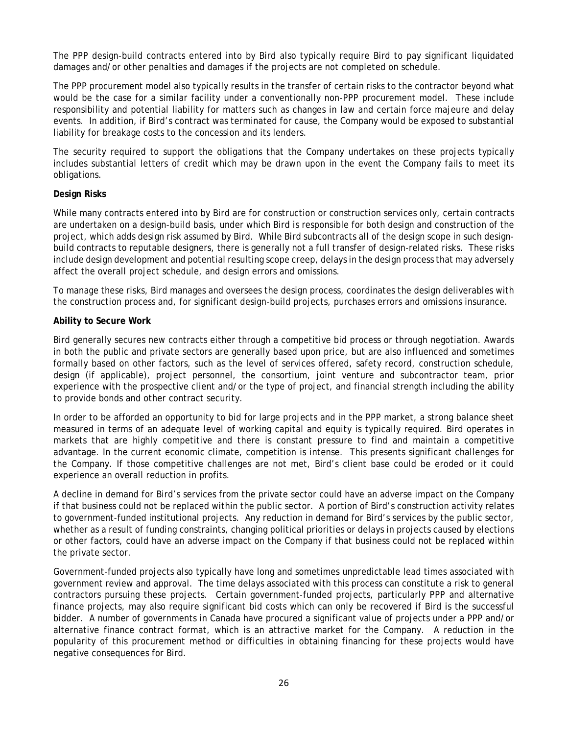The PPP design-build contracts entered into by Bird also typically require Bird to pay significant liquidated damages and/or other penalties and damages if the projects are not completed on schedule.

The PPP procurement model also typically results in the transfer of certain risks to the contractor beyond what would be the case for a similar facility under a conventionally non-PPP procurement model. These include responsibility and potential liability for matters such as changes in law and certain force majeure and delay events. In addition, if Bird's contract was terminated for cause, the Company would be exposed to substantial liability for breakage costs to the concession and its lenders.

The security required to support the obligations that the Company undertakes on these projects typically includes substantial letters of credit which may be drawn upon in the event the Company fails to meet its obligations.

**Design Risks**

While many contracts entered into by Bird are for construction or construction services only, certain contracts are undertaken on a design-build basis, under which Bird is responsible for both design and construction of the project, which adds design risk assumed by Bird. While Bird subcontracts all of the design scope in such design-build contracts to reputable designers, there is generally not a full transfer of design-related risks. These risks include design development and potential resulting scope creep, delays in the design process that may adversely affect the overall project schedule, and design errors and omissions.

To manage these risks, Bird manages and oversees the design process, coordinates the design deliverables with the construction process and, for significant design-build projects, purchases errors and omissions insurance.

**Ability to Secure Work**

Bird generally secures new contracts either through a competitive bid process or through negotiation. Awards in both the public and private sectors are generally based upon price, but are also influenced and sometimes formally based on other factors, such as the level of services offered, safety record, construction schedule, design (if applicable), project personnel, the consortium, joint venture and subcontractor team, prior experience with the prospective client and/or the type of project, and financial strength including the ability to provide bonds and other contract security.

In order to be afforded an opportunity to bid for large projects and in the PPP market, a strong balance sheet measured in terms of an adequate level of working capital and equity is typically required. Bird operates in markets that are highly competitive and there is constant pressure to find and maintain a competitive advantage. In the current economic climate, competition is intense. This presents significant challenges for the Company. If those competitive challenges are not met, Bird's client base could be eroded or it could experience an overall reduction in profits.

A decline in demand for Bird's services from the private sector could have an adverse impact on the Company if that business could not be replaced within the public sector. A portion of Bird's construction activity relates to government-funded institutional projects. Any reduction in demand for Bird's services by the public sector, whether as a result of funding constraints, changing political priorities or delays in projects caused by elections or other factors, could have an adverse impact on the Company if that business could not be replaced within the private sector.

Government-funded projects also typically have long and sometimes unpredictable lead times associated with government review and approval. The time delays associated with this process can constitute a risk to general contractors pursuing these projects. Certain government-funded projects, particularly PPP and alternative finance projects, may also require significant bid costs which can only be recovered if Bird is the successful bidder. A number of governments in Canada have procured a significant value of projects under a PPP and/or alternative finance contract format, which is an attractive market for the Company. A reduction in the popularity of this procurement method or difficulties in obtaining financing for these projects would have negative consequences for Bird.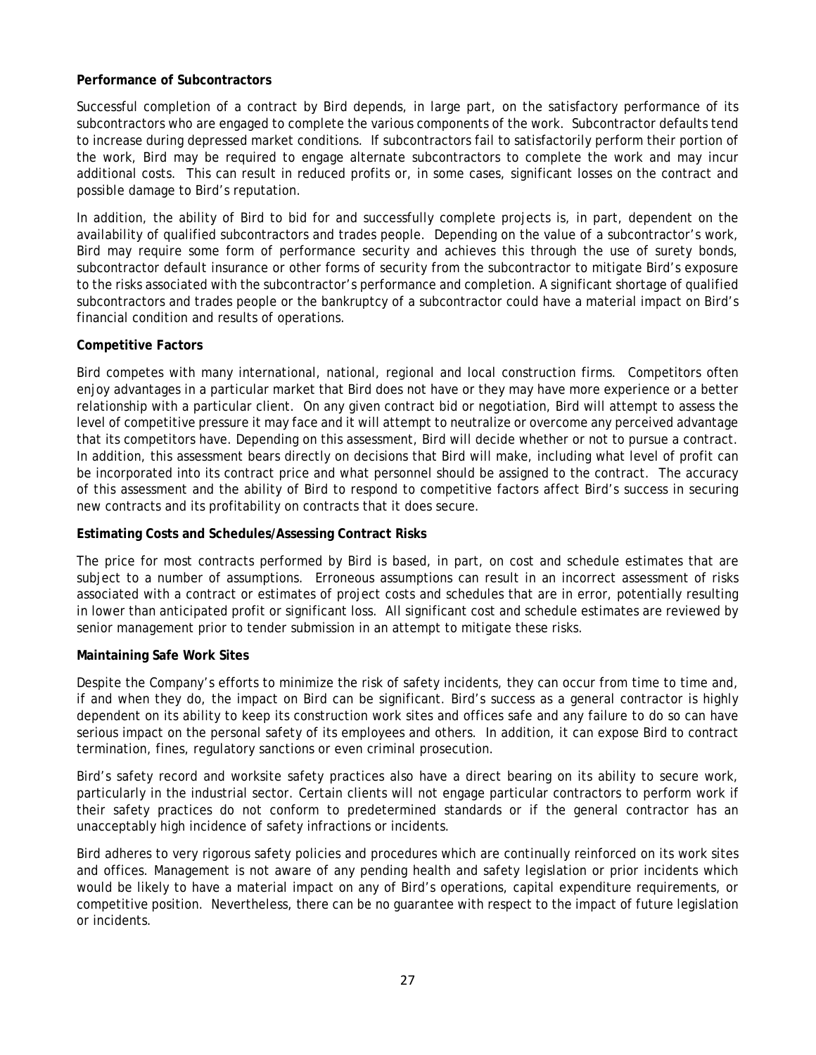**Performance of Subcontractors**

Successful completion of a contract by Bird depends, in large part, on the satisfactory performance of its subcontractors who are engaged to complete the various components of the work. Subcontractor defaults tend to increase during depressed market conditions. If subcontractors fail to satisfactorily perform their portion of the work, Bird may be required to engage alternate subcontractors to complete the work and may incur additional costs. This can result in reduced profits or, in some cases, significant losses on the contract and possible damage to Bird's reputation.

In addition, the ability of Bird to bid for and successfully complete projects is, in part, dependent on the availability of qualified subcontractors and trades people. Depending on the value of a subcontractor's work, Bird may require some form of performance security and achieves this through the use of surety bonds, subcontractor default insurance or other forms of security from the subcontractor to mitigate Bird's exposure to the risks associated with the subcontractor's performance and completion. A significant shortage of qualified subcontractors and trades people or the bankruptcy of a subcontractor could have a material impact on Bird's financial condition and results of operations.

**Competitive Factors**

Bird competes with many international, national, regional and local construction firms. Competitors often enjoy advantages in a particular market that Bird does not have or they may have more experience or a better relationship with a particular client. On any given contract bid or negotiation, Bird will attempt to assess the level of competitive pressure it may face and it will attempt to neutralize or overcome any perceived advantage that its competitors have. Depending on this assessment, Bird will decide whether or not to pursue a contract. In addition, this assessment bears directly on decisions that Bird will make, including what level of profit can be incorporated into its contract price and what personnel should be assigned to the contract. The accuracy of this assessment and the ability of Bird to respond to competitive factors affect Bird's success in securing new contracts and its profitability on contracts that it does secure.

**Estimating Costs and Schedules/Assessing Contract Risks**

The price for most contracts performed by Bird is based, in part, on cost and schedule estimates that are subject to a number of assumptions. Erroneous assumptions can result in an incorrect assessment of risks associated with a contract or estimates of project costs and schedules that are in error, potentially resulting in lower than anticipated profit or significant loss. All significant cost and schedule estimates are reviewed by senior management prior to tender submission in an attempt to mitigate these risks.

**Maintaining Safe Work Sites**

Despite the Company's efforts to minimize the risk of safety incidents, they can occur from time to time and, if and when they do, the impact on Bird can be significant. Bird's success as a general contractor is highly dependent on its ability to keep its construction work sites and offices safe and any failure to do so can have serious impact on the personal safety of its employees and others. In addition, it can expose Bird to contract termination, fines, regulatory sanctions or even criminal prosecution.

Bird's safety record and worksite safety practices also have a direct bearing on its ability to secure work, particularly in the industrial sector. Certain clients will not engage particular contractors to perform work if their safety practices do not conform to predetermined standards or if the general contractor has an unacceptably high incidence of safety infractions or incidents.

Bird adheres to very rigorous safety policies and procedures which are continually reinforced on its work sites and offices. Management is not aware of any pending health and safety legislation or prior incidents which would be likely to have a material impact on any of Bird's operations, capital expenditure requirements, or competitive position. Nevertheless, there can be no guarantee with respect to the impact of future legislation or incidents.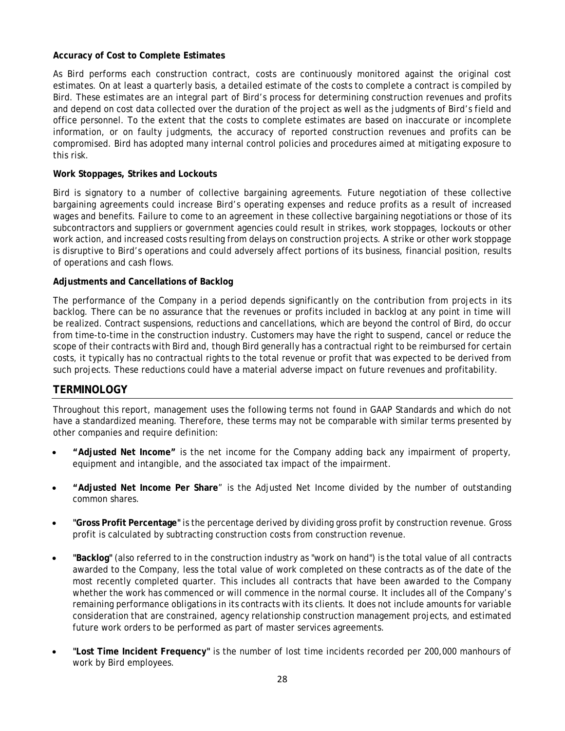**Accuracy of Cost to Complete Estimates**

As Bird performs each construction contract, costs are continuously monitored against the original cost estimates. On at least a quarterly basis, a detailed estimate of the costs to complete a contract is compiled by Bird. These estimates are an integral part of Bird's process for determining construction revenues and profits and depend on cost data collected over the duration of the project as well as the judgments of Bird's field and office personnel. To the extent that the costs to complete estimates are based on inaccurate or incomplete information, or on faulty judgments, the accuracy of reported construction revenues and profits can be compromised. Bird has adopted many internal control policies and procedures aimed at mitigating exposure to this risk.

**Work Stoppages, Strikes and Lockouts**

Bird is signatory to a number of collective bargaining agreements. Future negotiation of these collective bargaining agreements could increase Bird's operating expenses and reduce profits as a result of increased wages and benefits. Failure to come to an agreement in these collective bargaining negotiations or those of its subcontractors and suppliers or government agencies could result in strikes, work stoppages, lockouts or other work action, and increased costs resulting from delays on construction projects. A strike or other work stoppage is disruptive to Bird's operations and could adversely affect portions of its business, financial position, results of operations and cash flows.

**Adjustments and Cancellations of Backlog**

The performance of the Company in a period depends significantly on the contribution from projects in its backlog. There can be no assurance that the revenues or profits included in backlog at any point in time will be realized. Contract suspensions, reductions and cancellations, which are beyond the control of Bird, do occur from time-to-time in the construction industry. Customers may have the right to suspend, cancel or reduce the scope of their contracts with Bird and, though Bird generally has a contractual right to be reimbursed for certain costs, it typically has no contractual rights to the total revenue or profit that was expected to be derived from such projects. These reductions could have a material adverse impact on future revenues and profitability.

## TERMINOLOGY

Throughout this report, management uses the following terms not found in GAAP Standards and which do not have a standardized meaning. Therefore, these terms may not be comparable with similar terms presented by other companies and require definition:

- **"Adjusted Net Income"** is the net income for the Company adding back any impairment of property, equipment and intangible, and the associated tax impact of the impairment.
- **"Adjusted Net Income Per Share**" is the Adjusted Net Income divided by the number of outstanding common shares.
- **"Gross Profit Percentage"** is the percentage derived by dividing gross profit by construction revenue. Gross profit is calculated by subtracting construction costs from construction revenue.
- **"Backlog"** (also referred to in the construction industry as "work on hand") is the total value of all contracts awarded to the Company, less the total value of work completed on these contracts as of the date of the most recently completed quarter. This includes all contracts that have been awarded to the Company whether the work has commenced or will commence in the normal course. It includes all of the Company's remaining performance obligations in its contracts with its clients. It does not include amounts for variable consideration that are constrained, agency relationship construction management projects, and estimated future work orders to be performed as part of master services agreements.
- **"Lost Time Incident Frequency"** is the number of lost time incidents recorded per 200,000 manhours of work by Bird employees.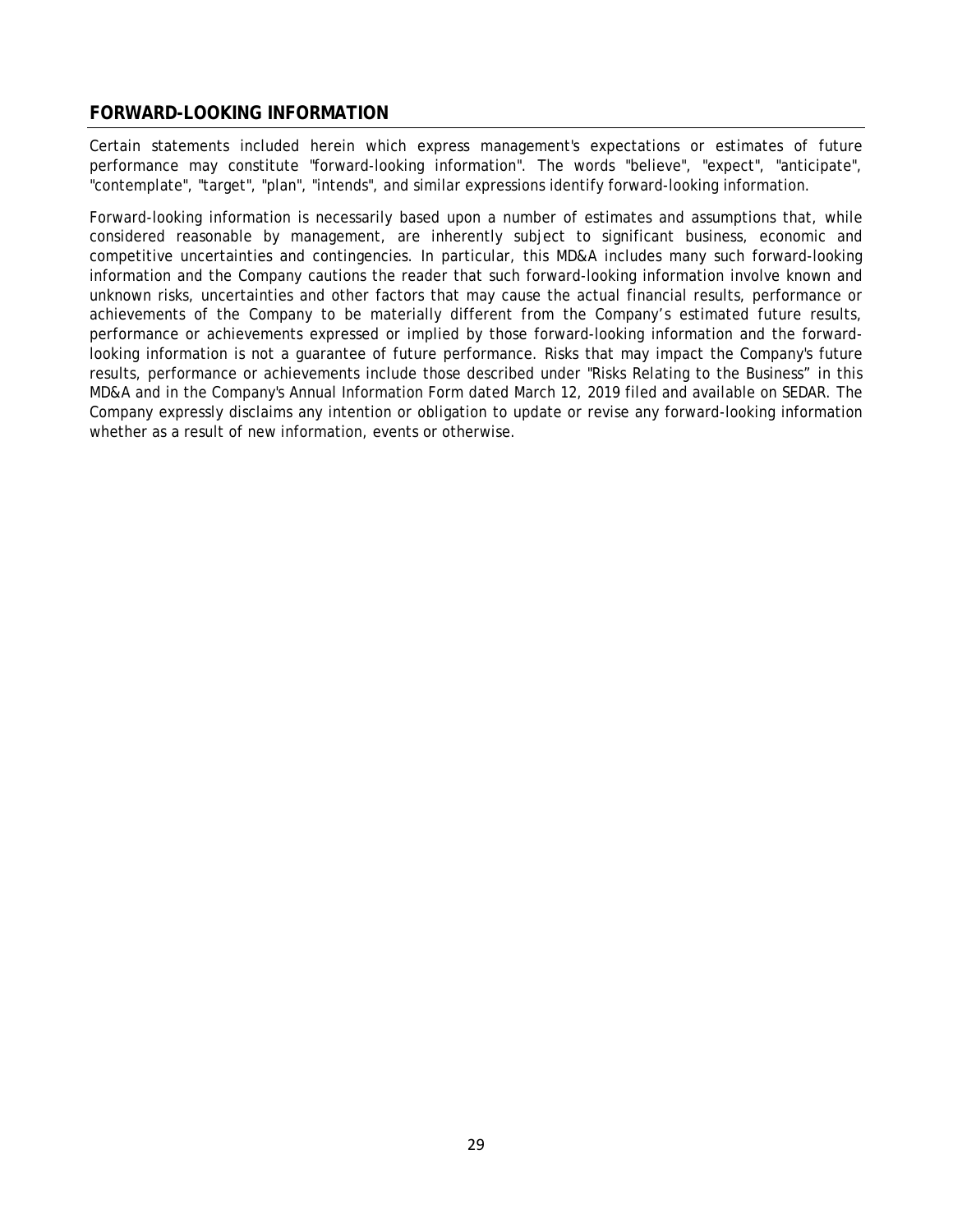## FORWARD-LOOKING INFORMATION

Certain statements included herein which express management's expectations or estimates of future performance may constitute "forward-looking information". The words "believe", "expect", "anticipate", "contemplate", "target", "plan", "intends", and similar expressions identify forward-looking information.

Forward-looking information is necessarily based upon a number of estimates and assumptions that, while considered reasonable by management, are inherently subject to significant business, economic and competitive uncertainties and contingencies. In particular, this MD&A includes many such forward-looking information and the Company cautions the reader that such forward-looking information involve known and unknown risks, uncertainties and other factors that may cause the actual financial results, performance or achievements of the Company to be materially different from the Company's estimated future results, performance or achievements expressed or implied by those forward-looking information and the forward-looking information is not a guarantee of future performance. Risks that may impact the Company's future results, performance or achievements include those described under "Risks Relating to the Business" in this MD&A and in the Company's Annual Information Form dated March 12, 2019 filed and available on SEDAR. The Company expressly disclaims any intention or obligation to update or revise any forward-looking information whether as a result of new information, events or otherwise.